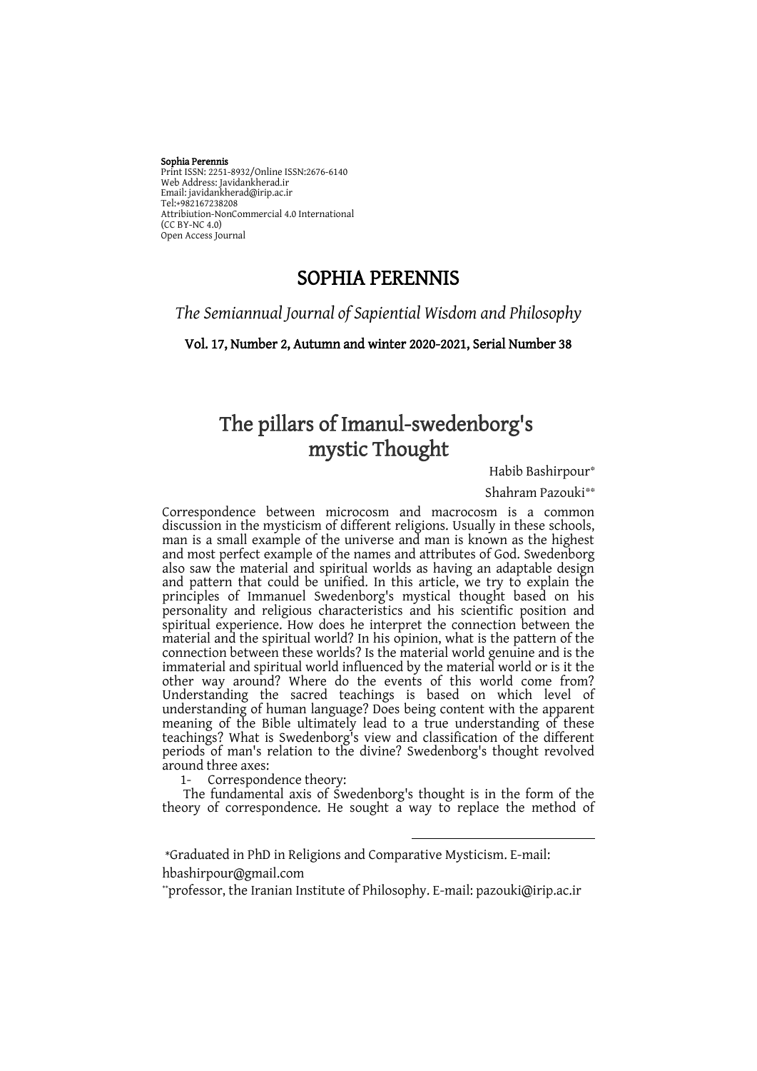**Sophia Perennis**
Print ISSN: 2251-8932/Online ISSN:2676-6140
Web Address: Javidankherad.ir
Email: javidankherad@irip.ac.ir
Tel:+982167238208
Attribiution-NonCommercial 4.0 International
(CC BY-NC 4.0)
Open Access Journal

# SOPHIA PERENNIS

*The Semiannual Journal of Sapiential Wisdom and Philosophy*

**Vol. 17, Number 2, Autumn and winter 2020-2021, Serial Number 38**

# The pillars of Imanul-swedenborg's mystic Thought

Habib Bashirpour[*]

Shahram Pazouki[**]

Correspondence between microcosm and macrocosm is a common discussion in the mysticism of different religions. Usually in these schools, man is a small example of the universe and man is known as the highest and most perfect example of the names and attributes of God. Swedenborg also saw the material and spiritual worlds as having an adaptable design and pattern that could be unified. In this article, we try to explain the principles of Immanuel Swedenborg's mystical thought based on his personality and religious characteristics and his scientific position and spiritual experience. How does he interpret the connection between the material and the spiritual world? In his opinion, what is the pattern of the connection between these worlds? Is the material world genuine and is the immaterial and spiritual world influenced by the material world or is it the other way around? Where do the events of this world come from? Understanding the sacred teachings is based on which level of understanding of human language? Does being content with the apparent meaning of the Bible ultimately lead to a true understanding of these teachings? What is Swedenborg's view and classification of the different periods of man's relation to the divine? Swedenborg's thought revolved around three axes:

1- Correspondence theory:

The fundamental axis of Swedenborg's thought is in the form of the theory of correspondence. He sought a way to replace the method of

---

[*]Graduated in PhD in Religions and Comparative Mysticism. E-mail: hbashirpour@gmail.com

[**]professor, the Iranian Institute of Philosophy. E-mail: pazouki@irip.ac.ir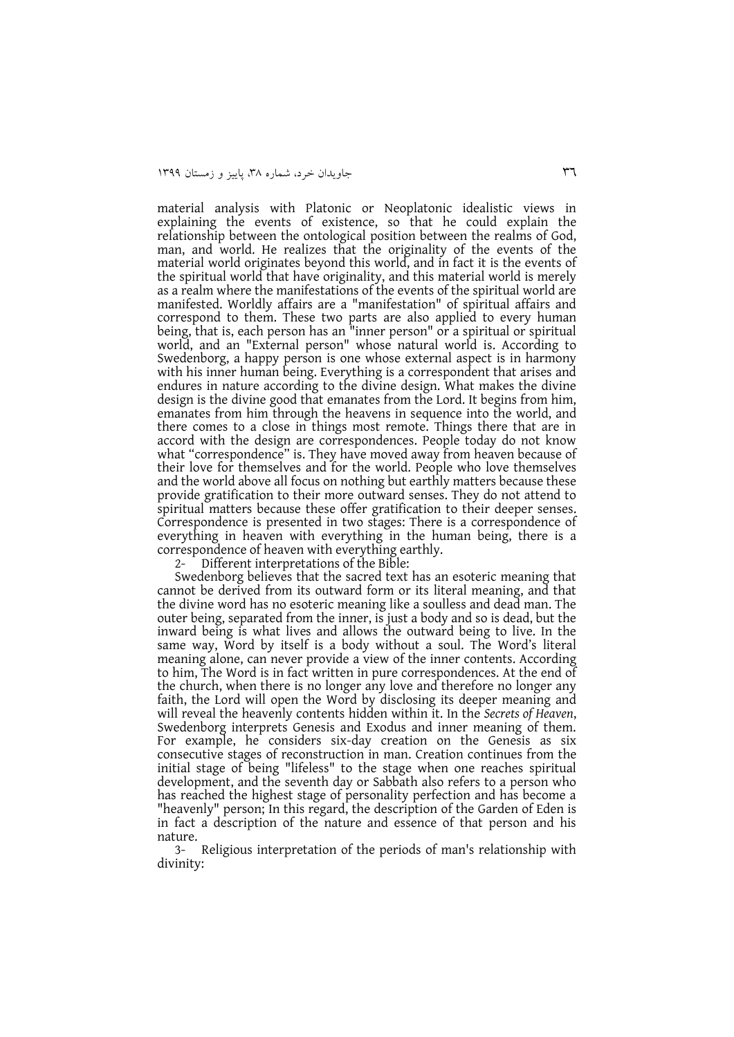material analysis with Platonic or Neoplatonic idealistic views in explaining the events of existence, so that he could explain the relationship between the ontological position between the realms of God, man, and world. He realizes that the originality of the events of the material world originates beyond this world, and in fact it is the events of the spiritual world that have originality, and this material world is merely as a realm where the manifestations of the events of the spiritual world are manifested. Worldly affairs are a "manifestation" of spiritual affairs and correspond to them. These two parts are also applied to every human being, that is, each person has an "inner person" or a spiritual or spiritual world, and an "External person" whose natural world is. According to Swedenborg, a happy person is one whose external aspect is in harmony with his inner human being. Everything is a correspondent that arises and endures in nature according to the divine design. What makes the divine design is the divine good that emanates from the Lord. It begins from him, emanates from him through the heavens in sequence into the world, and there comes to a close in things most remote. Things there that are in accord with the design are correspondences. People today do not know what "correspondence" is. They have moved away from heaven because of their love for themselves and for the world. People who love themselves and the world above all focus on nothing but earthly matters because these provide gratification to their more outward senses. They do not attend to spiritual matters because these offer gratification to their deeper senses. Correspondence is presented in two stages: There is a correspondence of everything in heaven with everything in the human being, there is a correspondence of heaven with everything earthly.

2- Different interpretations of the Bible:

Swedenborg believes that the sacred text has an esoteric meaning that cannot be derived from its outward form or its literal meaning, and that the divine word has no esoteric meaning like a soulless and dead man. The outer being, separated from the inner, is just a body and so is dead, but the inward being is what lives and allows the outward being to live. In the same way, Word by itself is a body without a soul. The Word's literal meaning alone, can never provide a view of the inner contents. According to him, The Word is in fact written in pure correspondences. At the end of the church, when there is no longer any love and therefore no longer any faith, the Lord will open the Word by disclosing its deeper meaning and will reveal the heavenly contents hidden within it. In the *Secrets of Heaven*, Swedenborg interprets Genesis and Exodus and inner meaning of them. For example, he considers six-day creation on the Genesis as six consecutive stages of reconstruction in man. Creation continues from the initial stage of being "lifeless" to the stage when one reaches spiritual development, and the seventh day or Sabbath also refers to a person who has reached the highest stage of personality perfection and has become a "heavenly" person; In this regard, the description of the Garden of Eden is in fact a description of the nature and essence of that person and his nature.

3- Religious interpretation of the periods of man's relationship with divinity: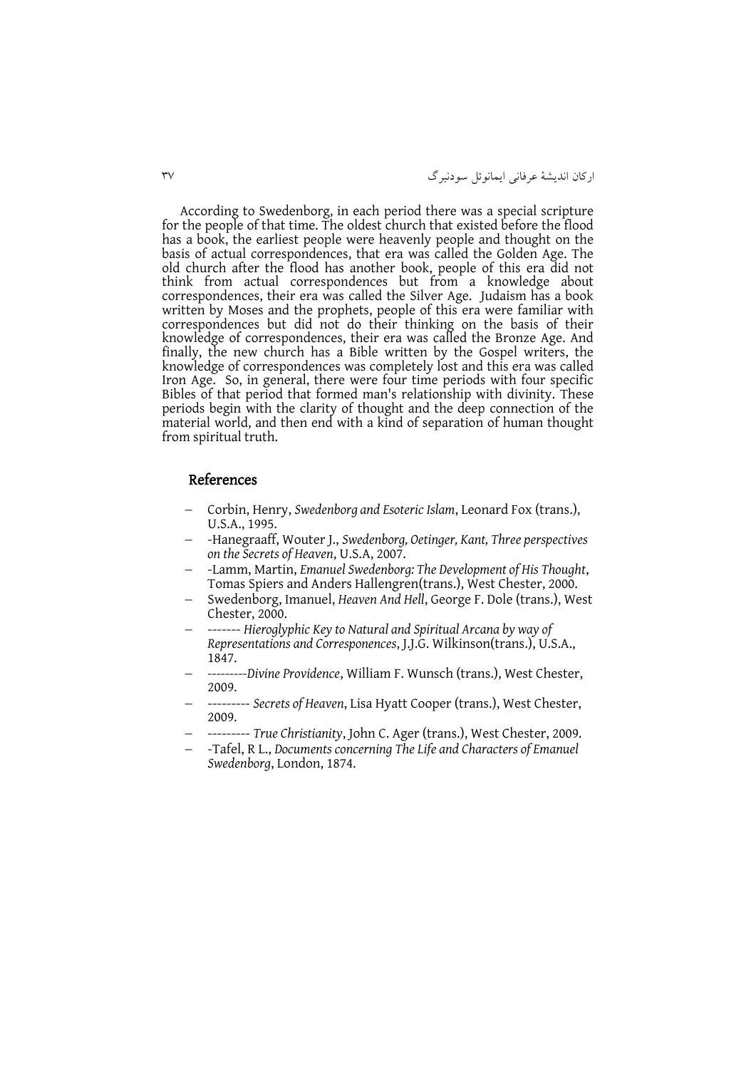According to Swedenborg, in each period there was a special scripture for the people of that time. The oldest church that existed before the flood has a book, the earliest people were heavenly people and thought on the basis of actual correspondences, that era was called the Golden Age. The old church after the flood has another book, people of this era did not think from actual correspondences but from a knowledge about correspondences, their era was called the Silver Age. Judaism has a book written by Moses and the prophets, people of this era were familiar with correspondences but did not do their thinking on the basis of their knowledge of correspondences, their era was called the Bronze Age. And finally, the new church has a Bible written by the Gospel writers, the knowledge of correspondences was completely lost and this era was called Iron Age. So, in general, there were four time periods with four specific Bibles of that period that formed man's relationship with divinity. These periods begin with the clarity of thought and the deep connection of the material world, and then end with a kind of separation of human thought from spiritual truth.

## References

- Corbin, Henry, *Swedenborg and Esoteric Islam*, Leonard Fox (trans.), U.S.A., 1995.
- -Hanegraaff, Wouter J., *Swedenborg, Oetinger, Kant, Three perspectives on the Secrets of Heaven*, U.S.A, 2007.
- -Lamm, Martin, *Emanuel Swedenborg: The Development of His Thought*, Tomas Spiers and Anders Hallengren(trans.), West Chester, 2000.
- Swedenborg, Imanuel, *Heaven And Hell*, George F. Dole (trans.), West Chester, 2000.
- ------- *Hieroglyphic Key to Natural and Spiritual Arcana by way of Representations and Corresponences*, J.J.G. Wilkinson(trans.), U.S.A., 1847.
- ---------*Divine Providence*, William F. Wunsch (trans.), West Chester, 2009.
- --------- *Secrets of Heaven*, Lisa Hyatt Cooper (trans.), West Chester, 2009.
- --------- *True Christianity*, John C. Ager (trans.), West Chester, 2009.
- -Tafel, R L., *Documents concerning The Life and Characters of Emanuel Swedenborg*, London, 1874.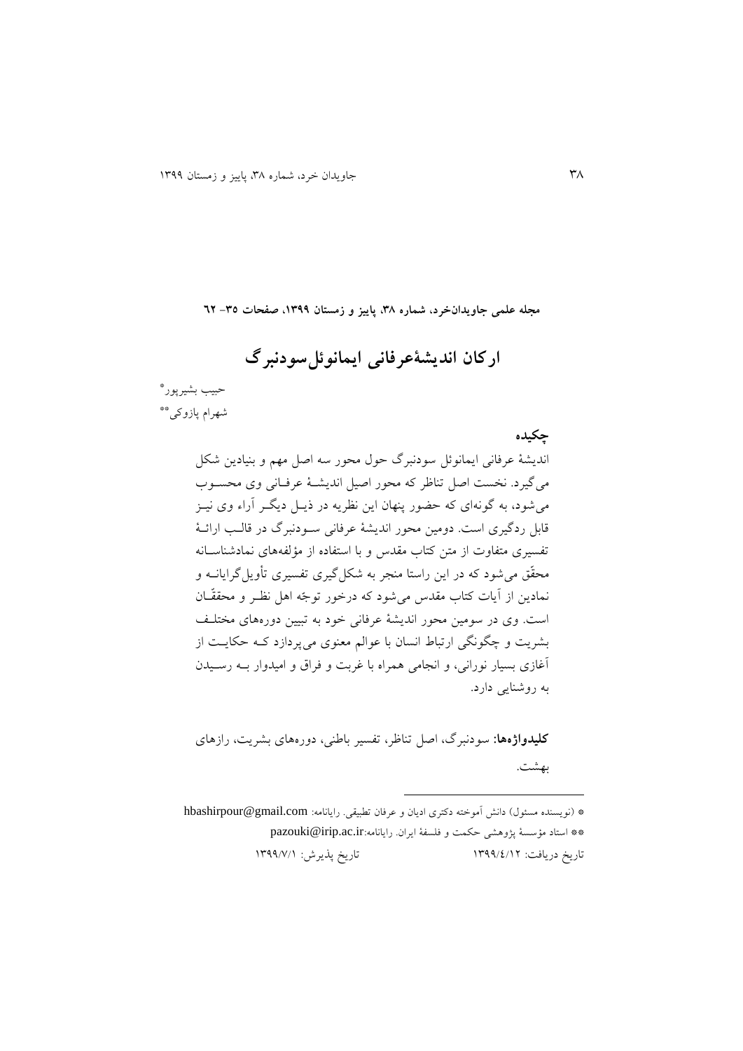**مجله علمی جاویدان‌خرد، شماره ۳۸، پاییز و زمستان ۱۳۹۹، صفحات ۳۵- ٦٢**

# ارکان اندیشۀعرفانی ایمانوئل‌سودنبرگ

حبیب بشیرپور*

شهرام پازوکی**

**چکیده**

اندیشۀ عرفانی ایمانوئل سودنبرگ حول محور سه اصل مهم و بنیادین شکل می‌گیرد. نخست اصل تناظر که محور اصیل اندیشۀ عرفانی وی محسوب می‌شود، به گونه‌ای که حضور پنهان این نظریه در ذیل دیگر آراء وی نیز قابل ردگیری است. دومین محور اندیشۀ عرفانی سودنبرگ در قالب ارائۀ تفسیری متفاوت از متن کتاب مقدس و با استفاده از مؤلفه‌های نمادشناسانه محقّق می‌شود که در این راستا منجر به شکل‌گیری تفسیری تأویل‌گرایانه و نمادین از آیات کتاب مقدس می‌شود که درخور توجّه اهل نظر و محققّان است. وی در سومین محور اندیشۀ عرفانی خود به تبیین دوره‌های مختلف بشریت و چگونگی ارتباط انسان با عوالم معنوی می‌پردازد که حکایت از آغازی بسیار نورانی، و انجامی همراه با غربت و فراق و امیدوار به رسیدن به روشنایی دارد.

**کلیدواژه‌ها:** سودنبرگ، اصل تناظر، تفسیر باطنی، دوره‌های بشریت، رازهای بهشت.

---

* (نویسنده مسئول) دانش آموخته دکتری ادیان و عرفان تطبیقی. رایانامه: hbashirpour@gmail.com

** استاد مؤسسۀ پژوهشی حکمت و فلسفۀ ایران. رایانامه:pazouki@irip.ac.ir

تاریخ دریافت: ۱۳۹۹/٤/۱۲ تاریخ پذیرش: ۱۳۹۹/۷/۱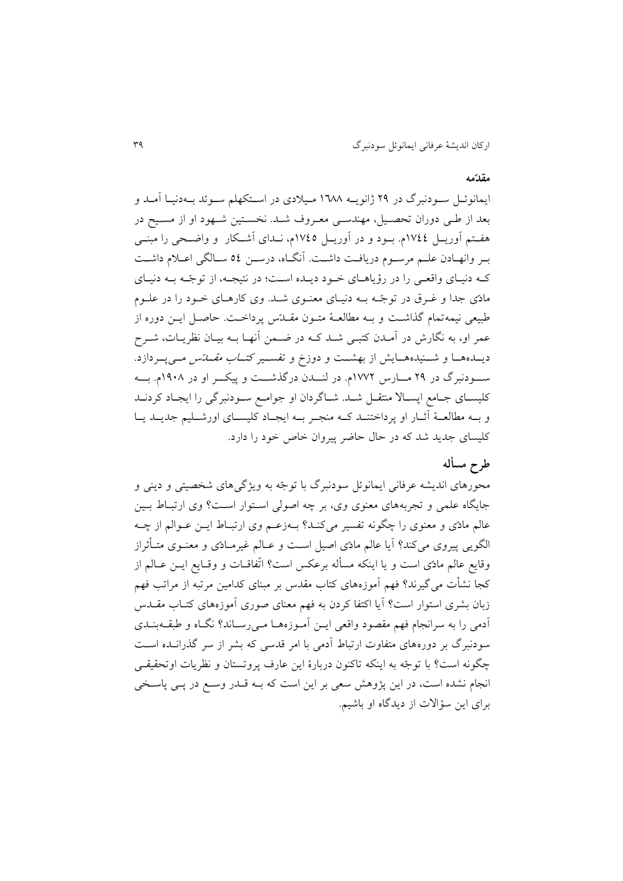## مقدّمه

ایمانوئل سودنبرگ در ۲۹ ژانویه ۱۶۸۸ میلادی در استکهلم سوئد بهدنیا آمد و بعد از طی دوران تحصیل، مهندسی معروف شد. نخستین شهود او از مسیح در هفتم آوریل ۱۷٤٤م. بود و در آوریل ۱۷٤٥م، ندای آشکار و واضحی را مبنی بر وانهادن علم مرسوم دریافت داشت. آنگاه، درسن ٥٤ سالگی اعلام داشت که دنیای واقعی را در رؤیاهای خود دیده است؛ در نتیجه، از توجّه به دنیای مادّی جدا و غرق در توجّه به دنیای معنوی شد. وی کارهای خود را در علوم طبیعی نیمه‌تمام گذاشت و به مطالعهٔ متون مقدّس پرداخت. حاصل این دوره از عمر او، به نگارش در آمدن کتبی شد که در ضمن آنها به بیان نظریات، شرح دیده‌ها و شنیده‌هایش از بهشت و دوزخ و تفسیر *کتاب مقدّس* می‌پردازد. سودنبرگ در ۲۹ مارس ۱۷۷۲م. در لندن درگذشت و پیکر او در ۱۹۰۸م. به کلیسای جامع اپسالا منتقل شد. شاگردان او جوامع سودنبرگی را ایجاد کردند و به مطالعهٔ آثار او پرداختند که منجر به ایجاد کلیسای اورشلیم جدید یا کلیسای جدید شد که در حال حاضر پیروان خاص خود را دارد.

## طرح مسأله

محورهای اندیشه عرفانی ایمانوئل سودنبرگ با توجّه به ویژگی‌های شخصیتی و دینی و جایگاه علمی و تجربه‌های معنوی وی، بر چه اصولی استوار است؟ وی ارتباط بین عالم مادّی و معنوی را چگونه تفسیر می‌کند؟ بهزعم وی ارتباط این عوالم از چه الگویی پیروی می‌کند؟ آیا عالم مادّی اصیل است و عالم غیرمادّی و معنوی متأثراز وقایع عالم مادّی است و یا اینکه مسأله برعکس است؟ اتّفاقات و وقایع این عالم از کجا نشأت می‌گیرند؟ فهم آموزه‌های کتاب مقدس بر مبنای کدامین مرتبه از مراتب فهم زبان بشری استوار است؟ آیا اکتفا کردن به فهم معنای صوری آموزه‌های کتاب مقدس آدمی را به سرانجام فهم مقصود واقعی این آموزه‌ها می‌رساند؟ نگاه و طبقه‌بندی سودنبرگ بر دوره‌های متفاوت ارتباط آدمی با امر قدسی که بشر از سر گذرانده است چگونه است؟ با توجّه به اینکه تاکنون دربارهٔ این عارف پروتستان و نظریات اوتحقیقی انجام نشده است، در این پژوهش سعی بر این است که به قدر وسع در پی پاسخی برای این سؤالات از دیدگاه او باشیم.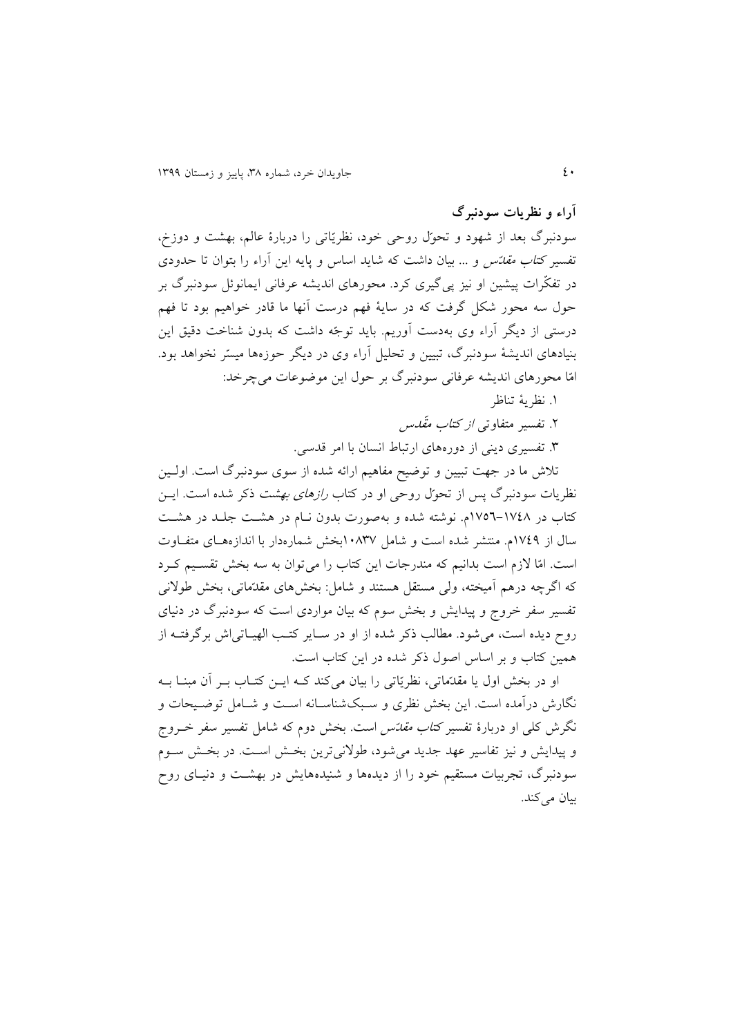## آراء و نظریات سودنبرگ

سودنبرگ بعد از شهود و تحوّل روحی خود، نظریّاتی را دربارهٔ عالم، بهشت و دوزخ، تفسیر *کتاب مقدّس* و ... بیان داشت که شاید اساس و پایه این آراء را بتوان تا حدودی در تفکّرات پیشین او نیز پی‌گیری کرد. محورهای اندیشه عرفانی ایمانوئل سودنبرگ بر حول سه محور شکل گرفت که در سایهٔ فهم درست آنها ما قادر خواهیم بود تا فهم درستی از دیگر آراء وی به‌دست آوریم. باید توجّه داشت که بدون شناخت دقیق این بنیادهای اندیشهٔ سودنبرگ، تبیین و تحلیل آراء وی در دیگر حوزه‌ها میسّر نخواهد بود. امّا محورهای اندیشه عرفانی سودنبرگ بر حول این موضوعات می‌چرخد:

۱. نظریهٔ تناظر

۲. تفسیر متفاوتی *از کتاب مقّدس*

۳. تفسیری دینی از دوره‌های ارتباط انسان با امر قدسی.

تلاش ما در جهت تبیین و توضیح مفاهیم ارائه شده از سوی سودنبرگ است. اولین نظریات سودنبرگ پس از تحوّل روحی او در کتاب *رازهای بهشت* ذکر شده است. این کتاب در ۱۷٤۸–۱۷٥٦م. نوشته شده و به‌صورت بدون نام در هشت جلد در هشت سال از ۱۷٤۹م. منتشر شده است و شامل ۱۰۸۳۷بخش شماره‌دار با اندازه‌های متفاوت است. امّا لازم است بدانیم که مندرجات این کتاب را می‌توان به سه بخش تقسیم کرد که اگرچه درهم آمیخته، ولی مستقل هستند و شامل: بخش‌های مقدّماتی، بخش طولانی تفسیر سفر خروج و پیدایش و بخش سوم که بیان مواردی است که سودنبرگ در دنیای روح دیده است، می‌شود. مطالب ذکر شده از او در سایر کتب الهیاتی‌اش برگرفته از همین کتاب و بر اساس اصول ذکر شده در این کتاب است.

او در بخش اول یا مقدّماتی، نظریّاتی را بیان می‌کند که این کتاب بر آن مبنا به نگارش درآمده است. این بخش نظری و سبک‌شناسانه است و شامل توضیحات و نگرش کلی او و دربارهٔ تفسیر *کتاب مقدّس* است. بخش دوم که شامل تفسیر سفر خروج و پیدایش و نیز تفاسیر عهد جدید می‌شود، طولانی‌ترین بخش است. در بخش سوم سودنبرگ، تجربیات مستقیم خود را از دیده‌ها و شنیده‌هایش در بهشت و دنیای روح بیان می‌کند.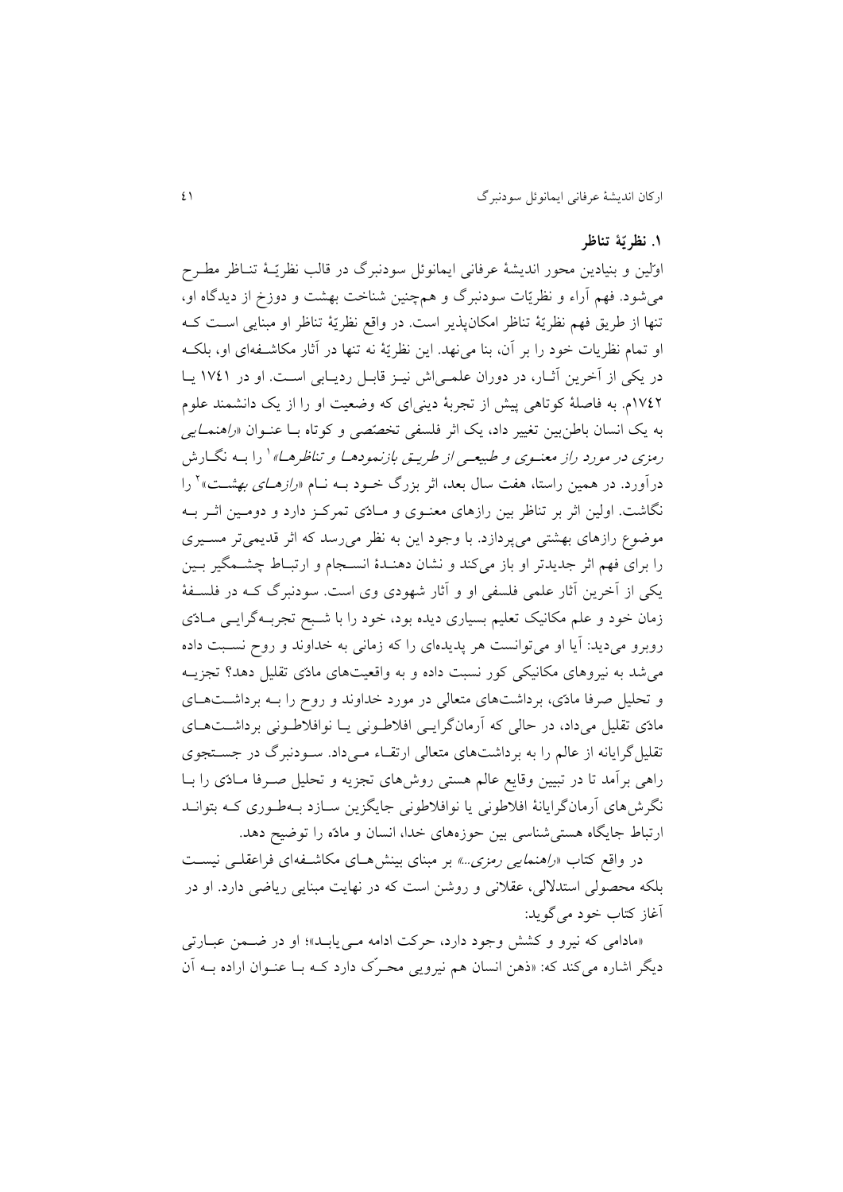## ۱. نظریّهٔ تناظر

اوّلین و بنیادین محور اندیشهٔ عرفانی ایمانوئل سودنبرگ در قالب نظریّهٔ تناظر مطرح می‌شود. فهم آراء و نظریّات سودنبرگ و هم‌چنین شناخت بهشت و دوزخ از دیدگاه او، تنها از طریق فهم نظریّهٔ تناظر امکان‌پذیر است. در واقع نظریّهٔ تناظر او مبنایی است که او تمام نظریات خود را بر آن، بنا می‌نهد. این نظریّهٔ نه تنها در آثار مکاشفه‌ای او، بلکه در یکی از آخرین آثار، در دوران علمی‌اش نیز قابل ردیابی است. او در ۱۷٤۱ یا ۱۷٤۲م. به فاصلهٔ کوتاهی پیش از تجربهٔ دینی‌ای که وضعیت او را از یک دانشمند علوم به یک انسان باطن‌بین تغییر داد، یک اثر فلسفی تخصّصی و کوتاه با عنوان «*راهنمایی رمزی در مورد راز معنوی و طبیعی از طریق بازنمودها و تناظرها*»[1] را به نگارش درآورد. در همین راستا، هفت سال بعد، اثر بزرگ خود به نام «*رازهای بهشت*»[2] را نگاشت. اولین اثر بر تناظر بین رازهای معنوی و مادّی تمرکز دارد و دومین اثر به موضوع رازهای بهشتی می‌پردازد. با وجود این به نظر می‌رسد که اثر قدیمی‌تر مسیری را برای فهم اثر جدیدتر او باز می‌کند و نشان دهندهٔ انسجام و ارتباط چشمگیر بین یکی از آخرین آثار علمی فلسفی او و آثار شهودی وی است. سودنبرگ که در فلسفهٔ زمان خود و علم مکانیک تعلیم بسیاری دیده بود، خود را با شبح تجربه‌گرایی مادّی روبرو می‌دید: آیا او می‌توانست هر پدیده‌ای را که زمانی به خداوند و روح نسبت داده می‌شد به نیروهای مکانیکی کور نسبت داده و به واقعیت‌های مادّی تقلیل دهد؟ تجزیه و تحلیل صرفا مادّی، برداشت‌های متعالی در مورد خداوند و روح را به برداشت‌های مادّی تقلیل می‌داد، در حالی که آرمان‌گرایی افلاطونی یا نوافلاطونی برداشت‌های تقلیل‌گرایانه از عالم را به برداشت‌های متعالی ارتقاء می‌داد. سودنبرگ در جستجوی راهی برآمد تا در تبیین وقایع عالم هستی روش‌های تجزیه و تحلیل صرفا مادّی را با نگرش‌های آرمان‌گرایانهٔ افلاطونی یا نوافلاطونی جایگزین سازد به‌طوری که بتواند ارتباط جایگاه هستی‌شناسی بین حوزه‌های خدا، انسان و مادّه را توضیح دهد.

در واقع کتاب «*راهنمایی رمزی...*» بر مبنای بینش‌های مکاشفه‌ای فراعقلی نیست بلکه محصولی استدلالی، عقلانی و روشن است که در نهایت مبنایی ریاضی دارد. او در آغاز کتاب خود می‌گوید:

«مادامی که نیرو و کشش وجود دارد، حرکت ادامه می‌یابد»؛ او در ضمن عبارتی دیگر اشاره می‌کند که: «ذهن انسان هم نیرویی محرّک دارد که با عنوان اراده به آن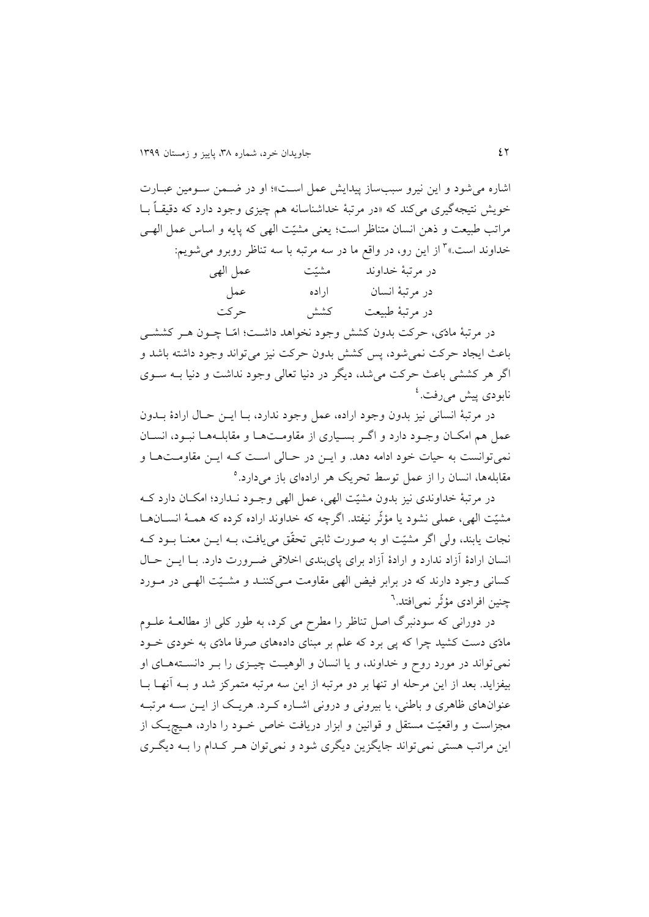اشاره می‌شود و این نیرو سبب‌ساز پیدایش عمل است»؛ او در ضمن سومین عبارت خویش نتیجه‌گیری می‌کند که «در مرتبهٔ خداشناسانه هم چیزی وجود دارد که دقیقاً با مراتب طبیعت و ذهن انسان متناظر است؛ یعنی مشیّت الهی که پایه و اساس عمل الهی خداوند است.»[3] از این رو، در واقع ما در سه مرتبه با سه تناظر روبرو می‌شویم:

| | | |
|---|---|---|
| در مرتبهٔ خداوند | مشیّت | عمل الهی |
| در مرتبهٔ انسان | اراده | عمل |
| در مرتبهٔ طبیعت | کشش | حرکت |

در مرتبهٔ مادّی، حرکت بدون کشش وجود نخواهد داشت؛ امّا چون هر کششی باعث ایجاد حرکت نمی‌شود، پس کشش بدون حرکت نیز می‌تواند وجود داشته باشد و اگر هر کششی باعث حرکت می‌شد، دیگر در دنیا تعالی وجود نداشت و دنیا به سوی نابودی پیش می‌رفت.[4]

در مرتبهٔ انسانی نیز بدون وجود اراده، عمل وجود ندارد، با این حال ارادهٔ بدون عمل هم امکان وجود دارد و اگر بسیاری از مقاومت‌ها و مقابله‌ها نبود، انسان نمی‌توانست به حیات خود ادامه دهد. و این در حالی است که این مقاومت‌ها و مقابله‌ها، انسان را از عمل توسط تحریک هر اراده‌ای باز می‌دارد.[5]

در مرتبهٔ خداوندی نیز بدون مشیّت الهی، عمل الهی وجود ندارد؛ امکان دارد که مشیّت الهی، عملی نشود یا مؤثّر نیفتد. اگرچه که خداوند اراده کرده که همهٔ انسان‌ها نجات یابند، ولی اگر مشیّت او به صورت ثابتی تحقّق می‌یافت، به این معنا بود که انسان ارادهٔ آزاد ندارد و ارادهٔ آزاد برای پای‌بندی اخلاقی ضرورت دارد. با این حال کسانی وجود دارند که در برابر فیض الهی مقاومت می‌کنند و مشیّت الهی در مورد چنین افرادی مؤثّر نمی‌افتد.[6]

در دورانی که سودنبرگ اصل تناظر را مطرح می کرد، به طور کلی از مطالعهٔ علوم مادّی دست کشید چرا که پی برد که علم بر مبنای داده‌های صرفا مادّی به خودی خود نمی‌تواند در مورد روح و خداوند، و یا انسان و الوهیت چیزی را بر دانسته‌های او بیفزاید. بعد از این مرحله او تنها بر دو مرتبه از این سه مرتبه متمرکز شد و به آنها با عنوان‌های ظاهری و باطنی، یا بیرونی و درونی اشاره کرد. هریک از این سه مرتبه مجزاست و واقعیّت مستقل و قوانین و ابزار دریافت خاص خود را دارد، هیچ‌یک از این مراتب هستی نمی‌تواند جایگزین دیگری شود و نمی‌توان هر کدام را به دیگری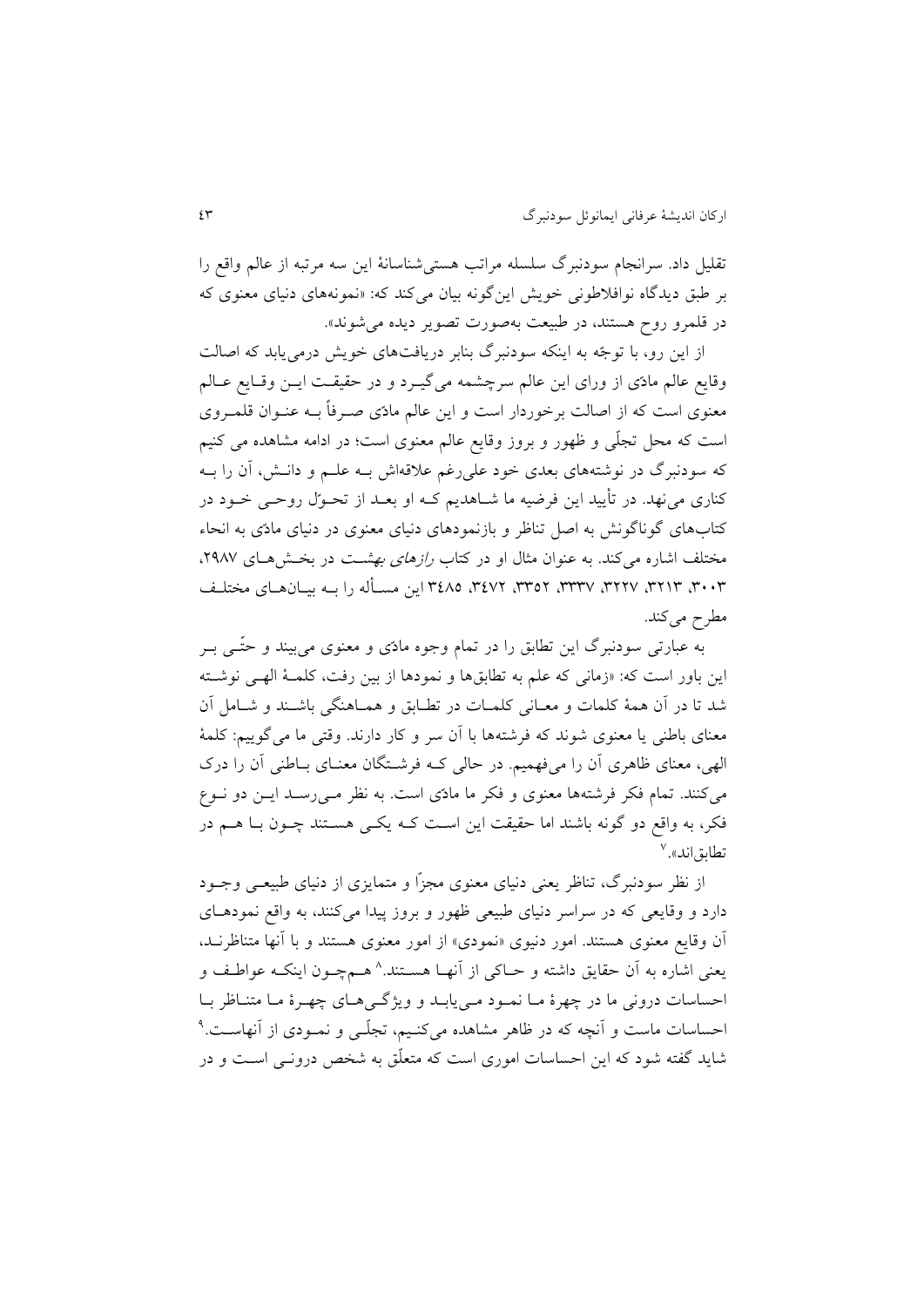تقلیل داد. سرانجام سودنبرگ سلسله مراتب هستی‌شناسانهٔ این سه مرتبه از عالم واقع را بر طبق دیدگاه نوافلاطونی خویش این‌گونه بیان می‌کند که: «نمونه‌های دنیای معنوی که در قلمرو روح هستند، در طبیعت به‌صورت تصویر دیده می‌شوند».

از این رو، با توجّه به اینکه سودنبرگ بنابر دریافت‌های خویش درمی‌یابد که اصالت وقایع عالم مادّی از ورای این عالم سرچشمه می‌گیرد و در حقیقت این وقایع عالم معنوی است که از اصالت برخوردار است و این عالم مادّی صرفاً به عنوان قلمروی است که محل تجلّی و ظهور و بروز وقایع عالم معنوی است؛ در ادامه مشاهده می کنیم که سودنبرگ در نوشته‌های بعدی خود علی‌رغم علاقه‌اش به علم و دانش، آن را به کناری می‌نهد. در تأیید این فرضیه ما شاهدیم که او بعد از تحوّل روحی خود در کتاب‌های گوناگونش به اصل تناظر و بازنمودهای دنیای معنوی در دنیای مادّی به انحاء مختلف اشاره می‌کند. به عنوان مثال او در کتاب *رازهای بهشت* در بخش‌های ۲۹۸۷، ۳۰۰۳، ۳۲۱۳، ۳۲۲۷، ۳۳۳۷، ۳۳۵۲، ۳۴۷۲، ۳۴۸۵ این مسأله را به بیان‌های مختلف مطرح می‌کند.

به عبارتی سودنبرگ این تطابق را در تمام وجوه مادّی و معنوی می‌بیند و حتّی بر این باور است که: «زمانی که علم به تطابق‌ها و نمودها از بین رفت، کلمهٔ الهی نوشته شد تا در آن همهٔ کلمات و معانی کلمات در تطابق و هماهنگی باشند و شامل آن معنای باطنی یا معنوی شوند که فرشته‌ها با آن سر و کار دارند. وقتی ما می‌گوییم: کلمهٔ الهی، معنای ظاهری آن را می‌فهمیم. در حالی که فرشتگان معنای باطنی آن را درک می‌کنند. تمام فکر فرشته‌ها معنوی و فکر ما مادّی است. به نظر می‌رسد این دو نوع فکر، به واقع دو گونه باشند اما حقیقت این است که یکی هستند چون با هم در تطابق‌اند».[۷]

از نظر سودنبرگ، تناظر یعنی دنیای معنوی مجزّا و متمایزی از دنیای طبیعی وجود دارد و وقایعی که در سراسر دنیای طبیعی ظهور و بروز پیدا می‌کنند، به واقع نمودهای آن وقایع معنوی هستند. امور دنیوی «نمودی» از امور معنوی هستند و با آنها متناظرند، یعنی اشاره به آن حقایق داشته و حاکی از آنها هستند.[۸] هم‌چون اینکه عواطف و احساسات درونی ما در چهرهٔ ما نمود می‌یابد و ویژگی‌های چهرهٔ ما متناظر با احساسات ماست و آنچه که در ظاهر مشاهده می‌کنیم، تجلّی و نمودی از آنهاست.[۹] شاید گفته شود که این احساسات اموری است که متعلّق به شخص درونی است و در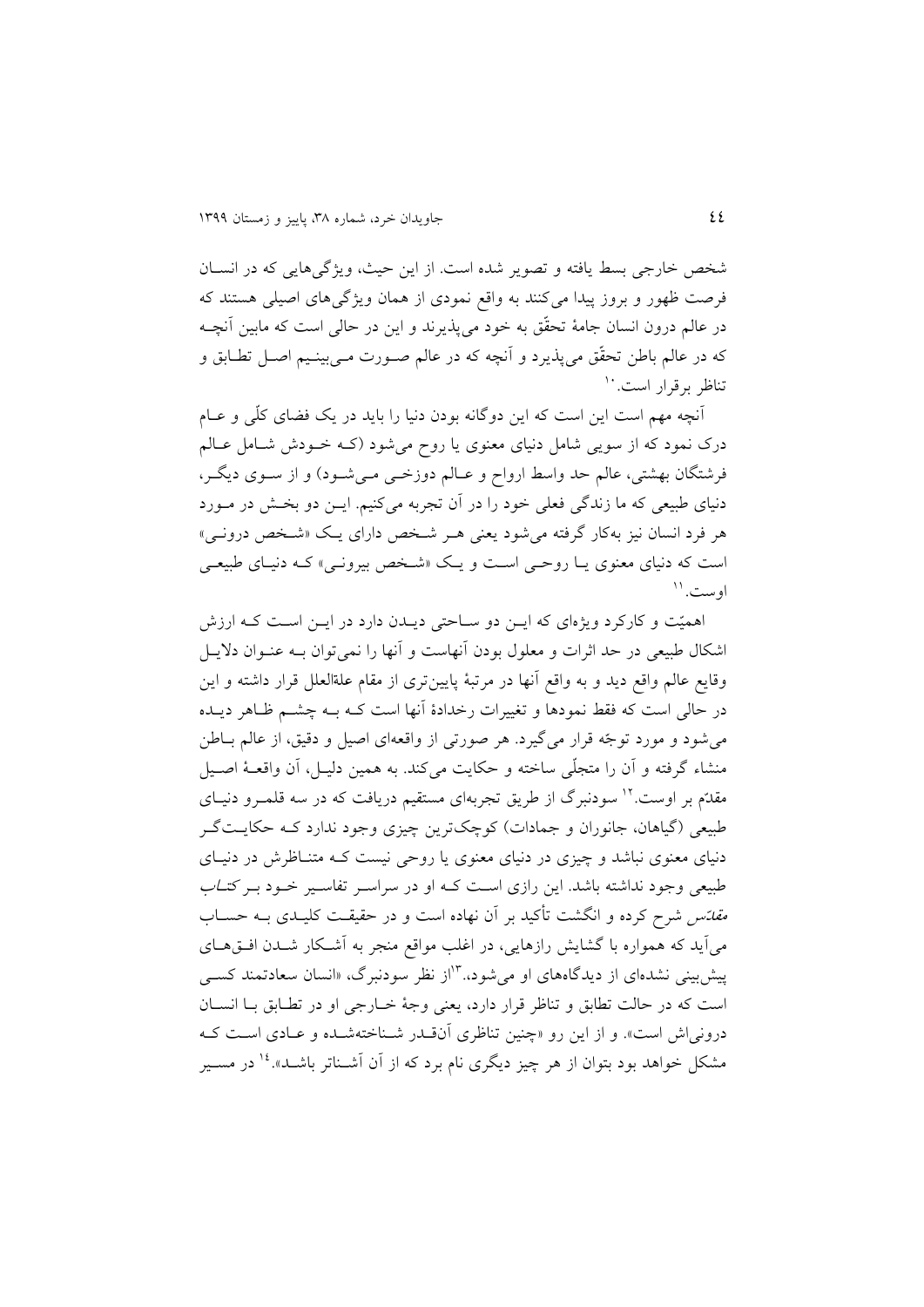شخص خارجی بسط یافته و تصویر شده است. از این حیث، ویژگی‌هایی که در انسان فرصت ظهور و بروز پیدا می‌کنند به واقع نمودی از همان ویژگی‌های اصیلی هستند که در عالم درون انسان جامهٔ تحقّق به خود می‌پذیرند و این در حالی است که مابین آنچه که در عالم باطن تحقّق می‌پذیرد و آنچه که در عالم صورت می‌بینیم اصل تطابق و تناظر برقرار است.[10]

آنچه مهم است این است که این دوگانه بودن دنیا را باید در یک فضای کلّی و عام درک نمود که از سویی شامل دنیای معنوی یا روح می‌شود (که خودش شامل عالم فرشتگان بهشتی، عالم حد واسط ارواح و عالم دوزخی می‌شود) و از سوی دیگر، دنیای طبیعی که ما زندگی فعلی خود را در آن تجربه می‌کنیم. این دو بخش در مورد هر فرد انسان نیز به‌کار گرفته می‌شود یعنی هر شخص دارای یک «شخص درونی» است که دنیای معنوی یا روحی است و یک «شخص بیرونی» که دنیای طبیعی اوست.[11]

اهمیّت و کارکرد ویژه‌ای که این دو ساحتی دیدن دارد در این است که ارزش اشکال طبیعی در حد اثرات و معلول بودن آنهاست و آنها را نمی‌توان به عنوان دلایل وقایع عالم واقع دید و به واقع آنها در مرتبهٔ پایین‌تری از مقام علةالعلل قرار داشته و این در حالی است که فقط نمودها و تغییرات رخدادهٔ آنها است که به چشم ظاهر دیده می‌شود و مورد توجّه قرار می‌گیرد. هر صورتی از واقعه‌ای اصیل و دقیق، از عالم باطن منشاء گرفته و آن را متجلّی ساخته و حکایت می‌کند. به همین دلیل، آن واقعهٔ اصیل مقدّم بر اوست.[12] سودنبرگ از طریق تجربه‌ای مستقیم دریافت که در سه قلمرو دنیای طبیعی (گیاهان، جانوران و جمادات) کوچک‌ترین چیزی وجود ندارد که حکایت‌گر دنیای معنوی نباشد و چیزی در دنیای معنوی یا روحی نیست که متناظرش در دنیای طبیعی وجود نداشته باشد. این رازی است که او در سراسر تفاسیر خود بر *کتاب مقدّس* شرح کرده و انگشت تأکید بر آن نهاده است و در حقیقت کلیدی به حساب می‌آید که همواره با گشایش رازهایی، در اغلب مواقع منجر به آشکار شدن افق‌های پیش‌بینی نشده‌ای از دیدگاه‌های او می‌شود.[13] از نظر سودنبرگ، «انسان سعادتمند کسی است که در حالت تطابق و تناظر قرار دارد، یعنی وجهٔ خارجی او در تطابق با انسان درونی‌اش است». و از این رو «چنین تناظری آن‌قدر شناخته‌شده و عادی است که مشکل خواهد بود بتوان از هر چیز دیگری نام برد که از آن آشناتر باشد».[14] در مسیر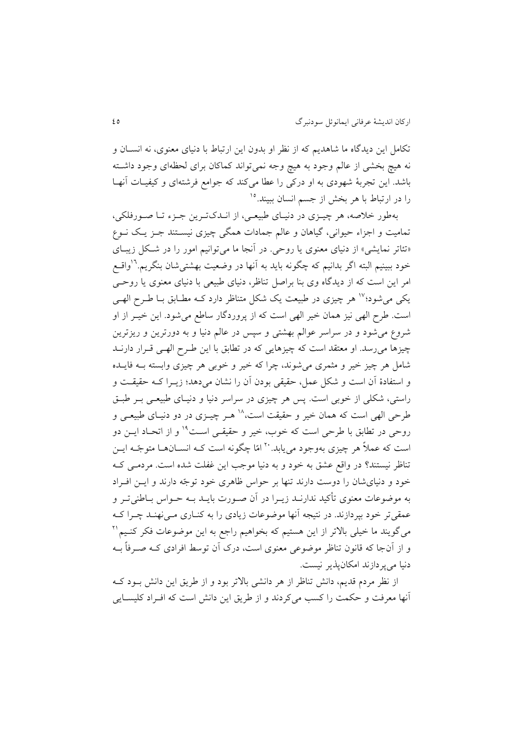تکامل این دیدگاه ما شاهدیم که از نظر او بدون این ارتباط با دنیای معنوی، نه انسان و نه هیچ بخشی از عالم وجود به هیچ وجه نمی‌تواند کماکان برای لحظه‌ای وجود داشته باشد. این تجربهٔ شهودی به او درکی را عطا می‌کند که جوامع فرشته‌ای و کیفیات آنها را در ارتباط با هر بخش از جسم انسان ببیند.[15]

به‌طور خلاصه، هر چیزی در دنیای طبیعی، از اندک‌ترین جزء تا صورفلکی، تمامیت و اجزاء حیوانی، گیاهان و عالم جمادات همگی چیزی نیستند جز یک نوع «تئاتر نمایشی» از دنیای معنوی یا روحی. در آنجا ما می‌توانیم امور را در شکل زیبای خود ببینیم البته اگر بدانیم که چگونه باید به آنها در وضعیت بهشتی‌شان بنگریم.[16] واقع امر این است که از دیدگاه وی بنا براصل تناظر، دنیای طبیعی با دنیای معنوی یا روحی یکی می‌شود؛[17] هر چیزی در طبیعت یک شکل متناظر دارد که مطابق با طرح الهی است. طرح الهی نیز همان خیر الهی است که از پروردگار ساطع می‌شود. این خیر از او شروع می‌شود و در سراسر عوالم بهشتی و سپس در عالم دنیا و به دورترین و ریزترین چیزها می‌رسد. او معتقد است که چیزهایی که در تطابق با این طرح الهی قرار دارند شامل هر چیز خیر و مثمری می‌شوند، چرا که خیر و خوبی هر چیزی وابسته به فایده و استفادهٔ آن است و شکل عمل، حقیقی بودن آن را نشان می‌دهد؛ زیرا که حقیقت و راستی، شکلی از خوبی است. پس هر چیزی در سراسر دنیا و دنیای طبیعی بر طبق طرحی الهی است که همان خیر و حقیقت است،[18] هر چیزی در دو دنیای طبیعی و روحی در تطابق با طرحی است که خوب، خیر و حقیقی است[19] و از اتحاد این دو است که عملاً هر چیزی به‌وجود می‌یابد.[20] امّا چگونه است که انسان‌ها متوجّه این تناظر نیستند؟ در واقع عشق به خود و به دنیا موجب این غفلت شده است. مردمی که خود و دنیای‌شان را دوست دارند تنها بر حواس ظاهری خود توجّه دارند و این افراد به موضوعات معنوی تأکید ندارند زیرا در آن صورت باید به حواس باطنی‌تر و عمقی‌تر خود بپردازند. در نتیجه آنها موضوعات زیادی را به کناری می‌نهند چرا که می‌گویند ما خیلی بالاتر از این هستیم که بخواهیم راجع به این موضوعات فکر کنیم[21] و از آن‌جا که قانون تناظر موضوعی معنوی است، درک آن توسط افرادی که صرفاً به دنیا می‌پردازند امکان‌پذیر نیست.

از نظر مردم قدیم، دانش تناظر از هر دانشی بالاتر بود و از طریق این دانش بود که آنها معرفت و حکمت را کسب می‌کردند و از طریق این دانش است که افراد کلیسایی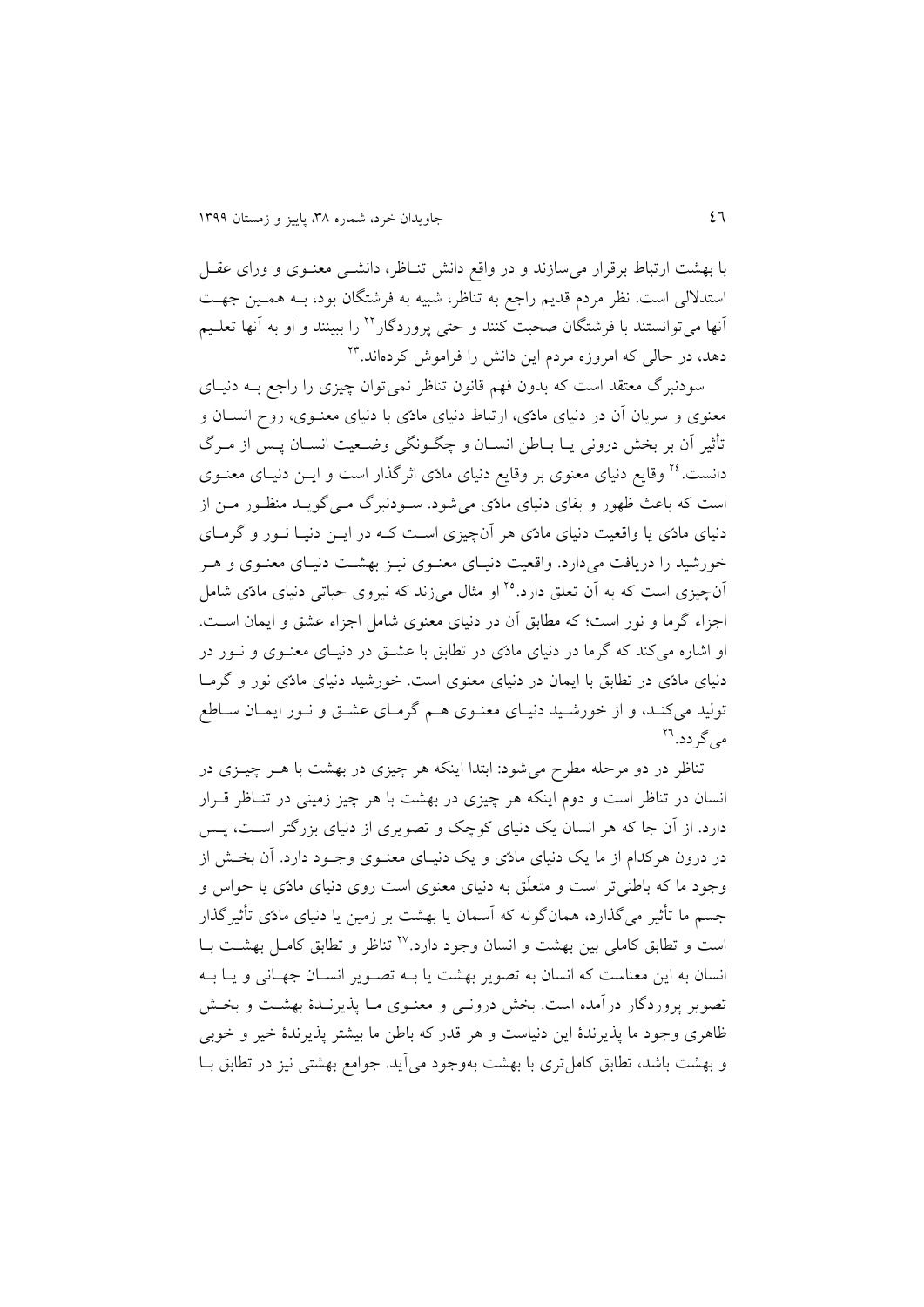با بهشت ارتباط برقرار می‌سازند و در واقع دانش تناظر، دانشی معنوی و ورای عقل استدلالی است. نظر مردم قدیم راجع به تناظر، شبیه به فرشتگان بود، به همین جهت آنها می‌توانستند با فرشتگان صحبت کنند و حتی پروردگار[22] را ببینند و او به آنها تعلیم دهد، در حالی که امروزه مردم این دانش را فراموش کرده‌اند.[23]

سودنبرگ معتقد است که بدون فهم قانون تناظر نمی‌توان چیزی را راجع به دنیای معنوی و سریان آن در دنیای مادّی، ارتباط دنیای مادّی با دنیای معنوی، روح انسان و تأثیر آن بر بخش درونی یا باطن انسان و چگونگی وضعیت انسان پس از مرگ دانست.[24] وقایع دنیای معنوی بر وقایع دنیای مادّی اثرگذار است و این دنیای معنوی است که باعث ظهور و بقای دنیای مادّی می‌شود. سودنبرگ می‌گوید منظور من از دنیای مادّی یا واقعیت دنیای مادّی هر آن‌چیزی است که در این دنیا نور و گرمای خورشید را دریافت می‌دارد. واقعیت دنیای معنوی نیز بهشت دنیای معنوی و هر آن‌چیزی است که به آن تعلق دارد.[25] او مثال می‌زند که نیروی حیاتی دنیای مادّی شامل اجزاء گرما و نور است؛ که مطابق آن در دنیای معنوی شامل اجزاء عشق و ایمان است. او اشاره می‌کند که گرما در دنیای مادّی در تطابق با عشق در دنیای معنوی و نور در دنیای مادّی در تطابق با ایمان در دنیای معنوی است. خورشید دنیای مادّی نور و گرما تولید می‌کند، و از خورشید دنیای معنوی هم گرمای عشق و نور ایمان ساطع می‌گردد.[26]

تناظر در دو مرحله مطرح می‌شود: ابتدا اینکه هر چیزی در بهشت با هر چیزی در انسان در تناظر است و دوم اینکه هر چیزی در بهشت با هر چیز زمینی در تناظر قرار دارد. از آن جا که هر انسان یک دنیای کوچک و تصویری از دنیای بزرگتر است، پس در درون هرکدام از ما یک دنیای مادّی و یک دنیای معنوی وجود دارد. آن بخش از وجود ما که باطنی‌تر است و متعلّق به دنیای معنوی است روی دنیای مادّی یا حواس و جسم ما تأثیر می‌گذارد، همان‌گونه که آسمان یا بهشت بر زمین یا دنیای مادّی تأثیرگذار است و تطابق کاملی بین بهشت و انسان وجود دارد.[27] تناظر و تطابق کامل بهشت با انسان به این معناست که انسان به تصویر بهشت یا به تصویر انسان جهانی و یا به تصویر پروردگار درآمده است. بخش درونی و معنوی ما پذیرندهٔ بهشت و بخش ظاهری وجود ما پذیرندهٔ این دنیاست و هر قدر که باطن ما بیشتر پذیرندهٔ خیر و خوبی و بهشت باشد، تطابق کامل‌تری با بهشت به‌وجود می‌آید. جوامع بهشتی نیز در تطابق با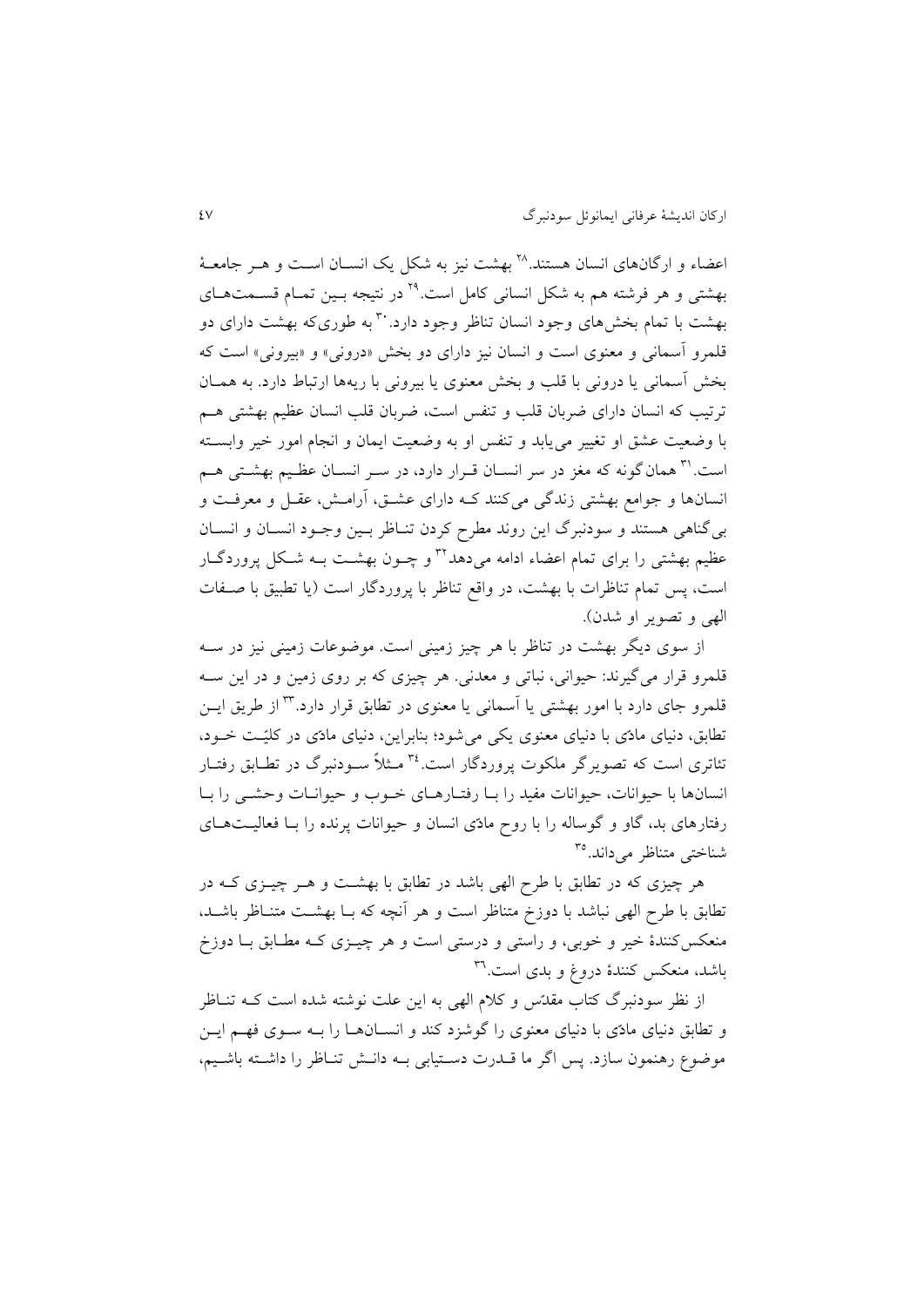اعضاء و ارگان‌های انسان هستند.[28] بهشت نیز به شکل یک انسـان اسـت و هـر جامعـهٔ بهشتی و هر فرشته هم به شکل انسانی کامل است.[29] در نتیجه بـین تمـام قسـمت‌هـای بهشت با تمام بخش‌های وجود انسان تناظر وجود دارد.[30] به طوری‌که بهشت دارای دو قلمرو آسمانی و معنوی است و انسان نیز دارای دو بخش «درونی» و «بیرونی» است که بخش آسمانی یا درونی با قلب و بخش معنوی یا بیرونی با ریه‌ها ارتباط دارد. به همـان ترتیب که انسان دارای ضربان قلب و تنفس است، ضربان قلب انسان عظیم بهشتی هـم با وضعیت عشق او تغییر می‌یابد و تنفس او به وضعیت ایمان و انجام امور خیر وابسـته است.[31] همان‌گونه که مغز در سر انسـان قـرار دارد، در سـر انسـان عظـیم بهشـتی هـم انسان‌ها و جوامع بهشتی زندگی می‌کنند کـه دارای عشـق، آرامـش، عقـل و معرفـت و بی‌گناهی هستند و سودنبرگ این روند مطرح کردن تنـاظر بـین وجـود انسـان و انسـان عظیم بهشتی را برای تمام اعضاء ادامه می‌دهد[32] و چـون بهشـت بـه شـکل پروردگـار است، پس تمام تناظرات با بهشت، در واقع تناظر با پروردگار است (یا تطبیق با صـفات الهی و تصویر او شدن).

از سوی دیگر بهشت در تناظر با هر چیز زمینی است. موضوعات زمینی نیز در سـه قلمرو قرار می‌گیرند: حیوانی، نباتی و معدنی. هر چیزی که بر روی زمین و در این سـه قلمرو جای دارد با امور بهشتی یا آسمانی یا معنوی در تطابق قرار دارد.[33] از طریق ایـن تطابق، دنیای مادّی با دنیای معنوی یکی می‌شود؛ بنابراین، دنیای مادّی در کلیّـت خـود، تئاتری است که تصویرگر ملکوت پروردگار است.[34] مـثلاً سـودنبرگ در تطـابق رفتـار انسان‌ها با حیوانات، حیوانات مفید را بـا رفتـارهـای خـوب و حیوانـات وحشـی را بـا رفتارهای بد، گاو و گوساله را با روح مادّی انسان و حیوانات پرنده را بـا فعالیـت‌هـای شناختی متناظر می‌داند.[35]

هر چیزی که در تطابق با طرح الهی باشد در تطابق با بهشـت و هـر چیـزی کـه در تطابق با طرح الهی نباشد با دوزخ متناظر است و هر آنچه که بـا بهشـت متنـاظر باشـد، منعکس‌کنندهٔ خیر و خوبی، و راستی و درستی است و هر چیـزی کـه مطـابق بـا دوزخ باشد، منعکس کنندهٔ دروغ و بدی است.[36]

از نظر سودنبرگ کتاب مقدّس و کلام الهی به این علت نوشته شده است کـه تنـاظر و تطابق دنیای مادّی با دنیای معنوی را گوشزد کند و انسـان‌هـا را بـه سـوی فهـم ایـن موضوع رهنمون سازد. پس اگر ما قـدرت دسـتیابی بـه دانـش تنـاظر را داشـته باشـیم،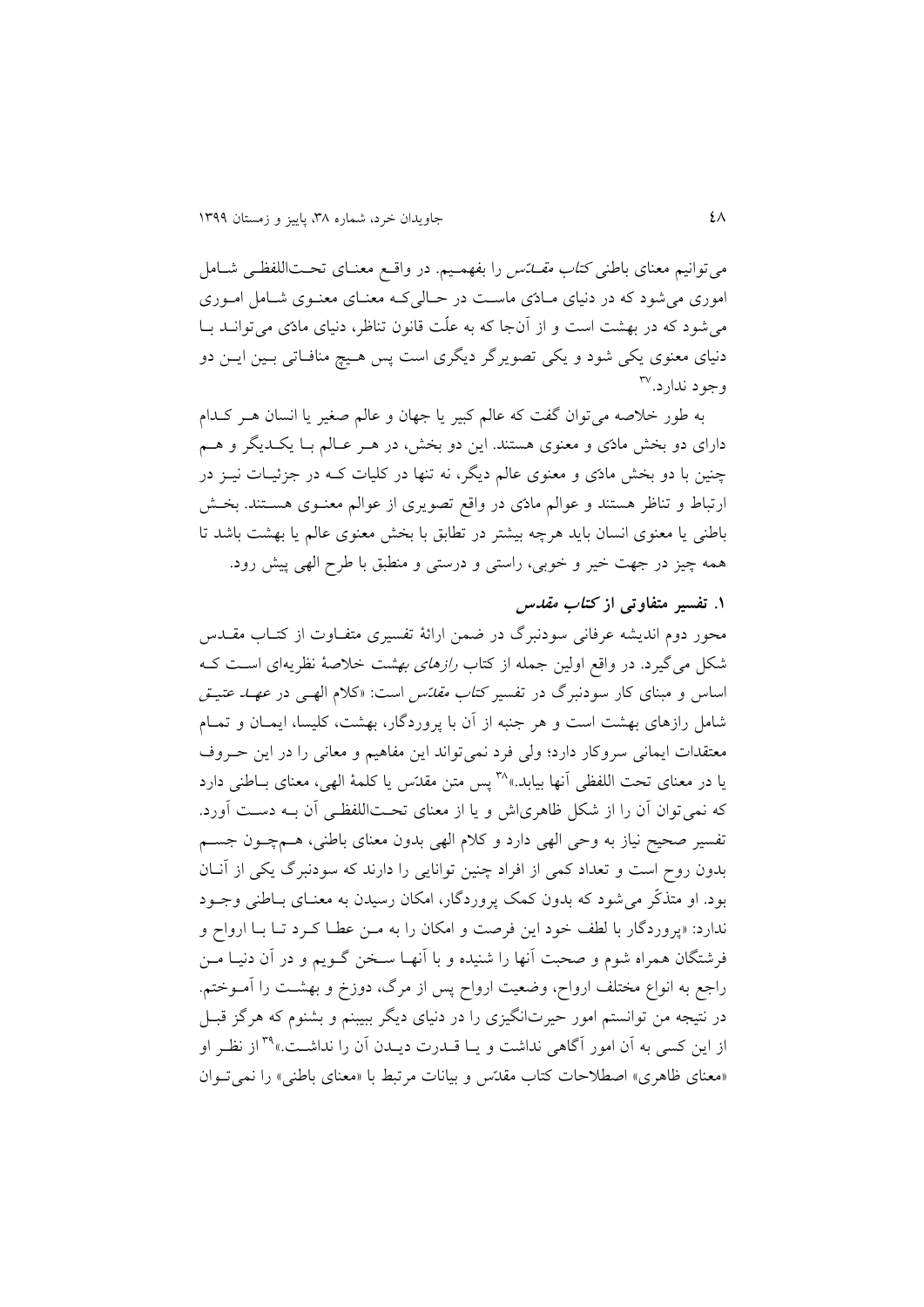می‌توانیم معنای باطنی *کتاب مقدّس* را بفهمیم. در واقع معنای تحت‌اللفظی شامل اموری می‌شود که در دنیای مادّی ماست در حالی‌که معنای معنوی شامل اموری می‌شود که در بهشت است و از آن‌جا که به علّت قانون تناظر، دنیای مادّی می‌تواند با دنیای معنوی یکی شود و یکی تصویرگر دیگری است پس هیچ منافاتی بین این دو وجود ندارد.[۳۷]

به طور خلاصه می‌توان گفت که عالم کبیر یا جهان و عالم صغیر یا انسان هر کدام دارای دو بخش مادّی و معنوی هستند. این دو بخش، در هر عالم با یکدیگر و هم چنین با دو بخش مادّی و معنوی عالم دیگر، نه تنها در کلیات که در جزئیات نیز در ارتباط و تناظر هستند و عوالم مادّی در واقع تصویری از عوالم معنوی هستند. بخش باطنی یا معنوی انسان باید هرچه بیشتر در تطابق با بخش معنوی عالم یا بهشت باشد تا همه چیز در جهت خیر و خوبی، راستی و درستی و منطبق با طرح الهی پیش رود.

### ۱. تفسیر متفاوتی از *کتاب مقدس*

محور دوم اندیشه عرفانی سودنبرگ در ضمن ارائهٔ تفسیری متفاوت از کتاب مقدس شکل می‌گیرد. در واقع اولین جمله از کتاب *رازهای بهشت* خلاصهٔ نظریه‌ای است که اساس و مبنای کار سودنبرگ در تفسیر *کتاب مقدّس* است: «کلام الهی در *عهد عتیق* شامل رازهای بهشت است و هر جنبه از آن با پروردگار، بهشت، کلیسا، ایمان و تمام معتقدات ایمانی سروکار دارد؛ ولی فرد نمی‌تواند این مفاهیم و معانی را در این حروف یا در معنای تحت اللفظی آنها بیابد.»[۳۸] پس متن مقدّس یا کلمهٔ الهی، معنای باطنی دارد که نمی‌توان آن را از شکل ظاهری‌اش و یا از معنای تحت‌اللفظی آن به دست آورد. تفسیر صحیح نیاز به وحی الهی دارد و کلام الهی بدون معنای باطنی، هم‌چون جسم بدون روح است و تعداد کمی از افراد چنین توانایی را دارند که سودنبرگ یکی از آنان بود. او متذکّر می‌شود که بدون کمک پروردگار، امکان رسیدن به معنای باطنی وجود ندارد: «پروردگار با لطف خود این فرصت و امکان را به من عطا کرد تا با ارواح و فرشتگان همراه شوم و صحبت آنها را شنیده و با آنها سخن گویم و در آن دنیا من راجع به انواع مختلف ارواح، وضعیت ارواح پس از مرگ، دوزخ و بهشت را آموختم. در نتیجه من توانستم امور حیرت‌انگیزی را در دنیای دیگر ببینم و بشنوم که هرگز قبل از این کسی به آن امور آگاهی نداشت و یا قدرت دیدن آن را نداشت.»[۳۹] از نظر او «معنای ظاهری» اصطلاحات کتاب مقدّس و بیانات مرتبط با «معنای باطنی» را نمی‌توان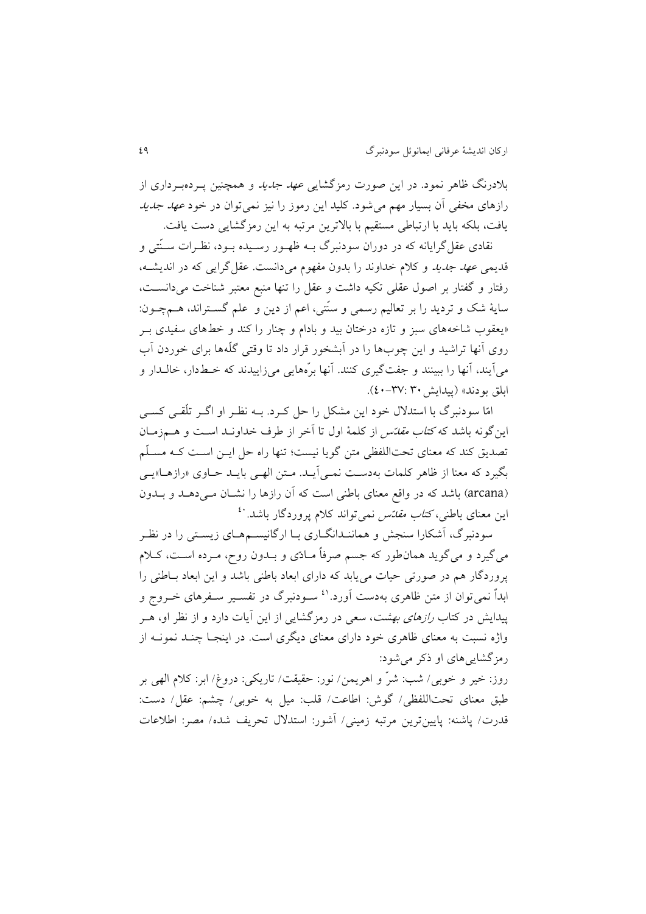بلادرنگ ظاهر نمود. در این صورت رمزگشایی *عهد جدید* و همچنین پـرده‌بـرداری از رازهای مخفی آن بسیار مهم می‌شود. کلید این رموز را نیز نمی‌توان در خود *عهد جدید* یافت، بلکه باید با ارتباطی مستقیم با بالاترین مرتبه به این رمزگشایی دست یافت.

نقادی عقل‌گرایانه که در دوران سودنبرگ بـه ظهـور رسـیده بـود، نظـرات سـنّتی و قدیمی *عهد جدید* و کلام خداوند را بدون مفهوم می‌دانست. عقل‌گرایی که در اندیشـه، رفتار و گفتار بر اصول عقلی تکیه داشت و عقل را تنها منبع معتبر شناخت می‌دانسـت، سایهٔ شک و تردید را بر تعالیم رسمی و سنّتی، اعم از دین و علم گسـتراند، هـم‌چـون: «یعقوب شاخه‌های سبز و تازه درختان بید و بادام و چنار را کند و خط‌های سفیدی بـر روی آنها تراشید و این چوب‌ها را در آبشخور قرار داد تا وقتی گلّه‌ها برای خوردن آب می‌آیند، آنها را ببینند و جفت‌گیری کنند. آنها برّه‌هایی می‌زاییدند که خـط‌دار، خالـدار و ابلق بودند» (پیدایش ۳۰ :۳۷-۴۰).

امّا سودنبرگ با استدلال خود این مشکل را حل کـرد. بـه نظـر او اگـر تلّقـی کسـی این‌گونه باشد که *کتاب مقدّس* از کلمهٔ اول تا آخر از طرف خداونـد اسـت و هـم‌زمـان تصدیق کند که معنای تحت‌اللفظی متن گویا نیست؛ تنها راه حل ایـن اسـت کـه مسـلّم بگیرد که معنا از ظاهر کلمات به‌دسـت نمـی‌آیـد. مـتن الهـی بایـد حـاوی «رازهـا»یـی (arcana) باشد که در واقع معنای باطنی است که آن رازها را نشـان مـی‌دهـد و بـدون این معنای باطنی، *کتاب مقدّس* نمی‌تواند کلام پروردگار باشد.[۴۰]

سودنبرگ، آشکارا سنجش و همانندانگـاری بـا ارگانیسـم‌هـای زیسـتی را در نظـر می‌گیرد و می‌گوید همان‌طور که جسم صرفاً مـادّی و بـدون روح، مـرده اسـت، کـلام پروردگار هم در صورتی حیات می‌یابد که دارای ابعاد باطنی باشد و این ابعاد بـاطنی را ابداً نمی‌توان از متن ظاهری به‌دست آورد.[۴۱] سـودنبرگ در تفسـیر سـفرهای خـروج و پیدایش در کتاب *رازهای بهشت*، سعی در رمزگشایی از این آیات دارد و از نظر او، هـر واژه نسبت به معنای ظاهری خود دارای معنای دیگری است. در اینجـا چنـد نمونـه از رمزگشایی‌های او ذکر می‌شود:

روز: خیر و خوبی/ شب: شرّ و اهریمن/ نور: حقیقت/ تاریکی: دروغ/ ابر: کلام الهی بر طبق معنای تحت‌اللفظی/ گوش: اطاعت/ قلب: میل به خوبی/ چشم: عقل/ دست: قدرت/ پاشنه: پایین‌ترین مرتبه زمینی/ آشور: استدلال تحریف شده/ مصر: اطلاعات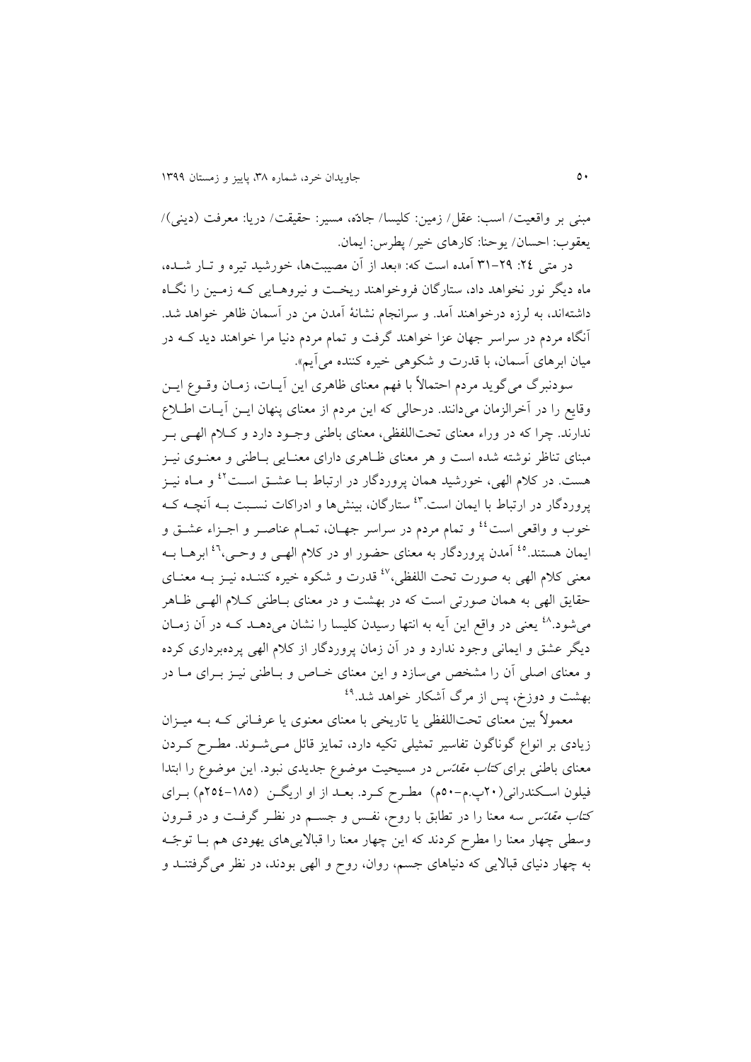مبنی بر واقعیت/ اسب: عقل/ زمین: کلیسا/ جادّه، مسیر: حقیقت/ دریا: معرفت (دینی)/ یعقوب: احسان/ یوحنا: کارهای خیر/ پطرس: ایمان.

در متی ۲۴: ۲۹–۳۱ آمده است که: «بعد از آن مصیبت‌ها، خورشید تیره و تـار شـده، ماه دیگر نور نخواهد داد، ستارگان فروخواهند ریخـت و نیروهـایی کـه زمـین را نگـاه داشته‌اند، به لرزه درخواهند آمد. و سرانجام نشانهٔ آمدن من در آسمان ظاهر خواهد شد. آنگاه مردم در سراسر جهان عزا خواهند گرفت و تمام مردم دنیا مرا خواهند دید کـه در میان ابرهای آسمان، با قدرت و شکوهی خیره کننده می‌آیم».

سودنبرگ می‌گوید مردم احتمالاً با فهم معنای ظاهری این آیـات، زمـان وقـوع ایـن وقایع را در آخرالزمان می‌دانند. درحالی که این مردم از معنای پنهان ایـن آیـات اطـلاع ندارند. چرا که در وراء معنای تحت‌اللفظی، معنای باطنی وجـود دارد و کـلام الهـی بـر مبنای تناظر نوشته شده است و هر معنای ظـاهری دارای معنـایی بـاطنی و معنـوی نیـز هست. در کلام الهی، خورشید همان پروردگار در ارتباط بـا عشـق اسـت[42] و مـاه نیـز پروردگار در ارتباط با ایمان است.[43] ستارگان، بینش‌ها و ادراکات نسـبت بـه آنچـه کـه خوب و واقعی است[44] و تمام مردم در سراسر جهـان، تمـام عناصـر و اجـزاء عشـق و ایمان هستند.[45] آمدن پروردگار به معنای حضور او در کلام الهـی و وحـی،[46] ابرهـا بـه معنی کلام الهی به صورت تحت اللفظی،[47] قدرت و شکوه خیره کننـده نیـز بـه معنـای حقایق الهی به همان صورتی است که در بهشت و در معنای بـاطنی کـلام الهـی ظـاهر می‌شود.[48] یعنی در واقع این آیه به انتها رسیدن کلیسا را نشان می‌دهـد کـه در آن زمـان دیگر عشق و ایمانی وجود ندارد و در آن زمان پروردگار از کلام الهی پرده‌برداری کرده و معنای اصلی آن را مشخص می‌سازد و این معنای خـاص و بـاطنی نیـز بـرای مـا در بهشت و دوزخ، پس از مرگ آشکار خواهد شد.[49]

معمولاً بین معنای تحت‌اللفظی یا تاریخی با معنای معنوی یا عرفـانی کـه بـه میـزان زیادی بر انواع گوناگون تفاسیر تمثیلی تکیه دارد، تمایز قائل مـی‌شـوند. مطـرح کـردن معنای باطنی برای *کتاب مقدّس* در مسیحیت موضوع جدیدی نبود. این موضوع را ابتدا فیلون اسـکندرانی(۲۰پ.م–۵۰م) مطـرح کـرد. بعـد از او اریگـن (۱۸۵–۲۵۴م) بـرای *کتاب مقدّس* سه معنا را در تطابق با روح، نفـس و جسـم در نظـر گرفـت و در قـرون وسطی چهار معنا را مطرح کردند که این چهار معنا را قبالایی‌های یهودی هم بـا توجّـه به چهار دنیای قبالایی که دنیاهای جسم، روان، روح و الهی بودند، در نظر می‌گرفتنـد و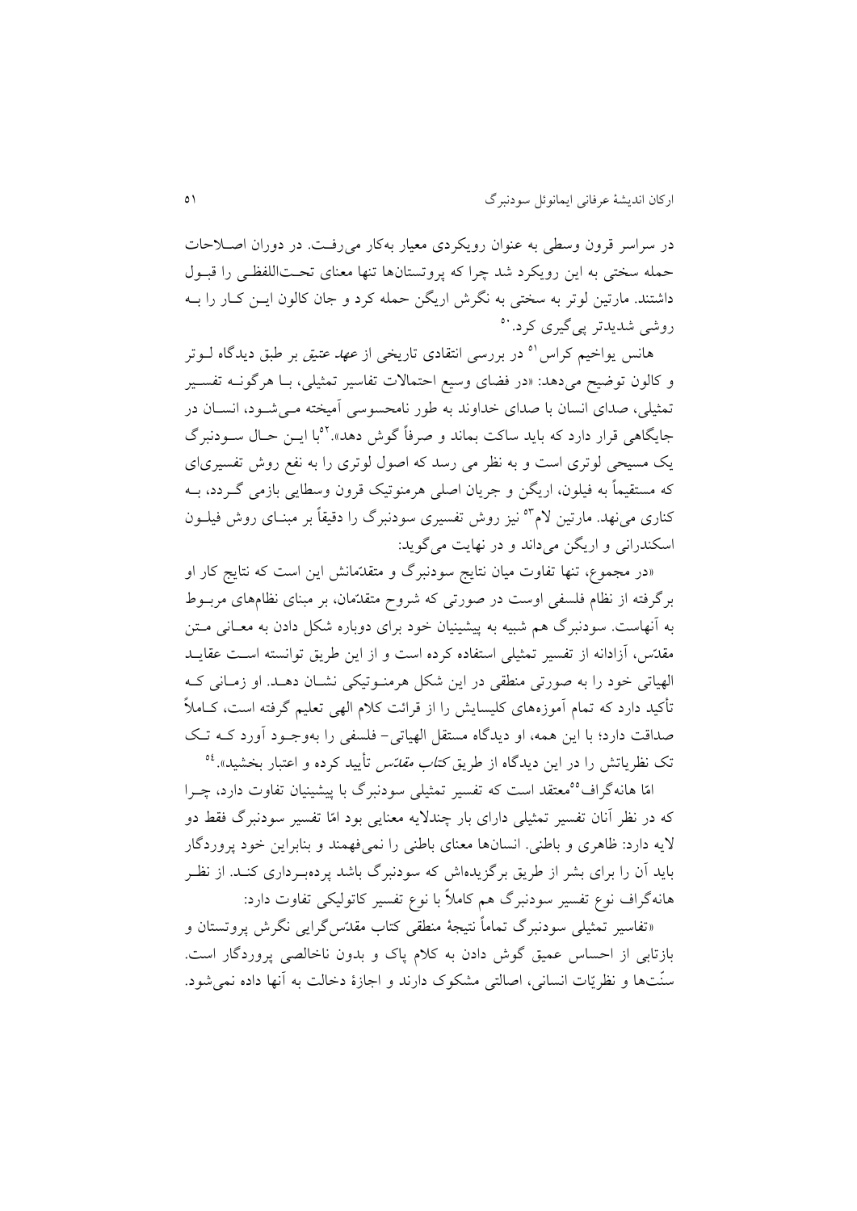در سراسر قرون وسطی به عنوان رویکردی معیار به‌کار می‌رفت. در دوران اصلاحات حمله سختی به این رویکرد شد چرا که پروتستان‌ها تنها معنای تحت‌اللفظی را قبول داشتند. مارتین لوتر به سختی به نگرش اریگن حمله کرد و جان کالون این کار را به روشی شدیدتر پی‌گیری کرد.[50]

هانس یواخیم کراس[51] در بررسی انتقادی تاریخی از *عهد عتیق* بر طبق دیدگاه لوتر و کالون توضیح می‌دهد: «در فضای وسیع احتمالات تفاسیر تمثیلی، با هرگونه تفسیر تمثیلی، صدای انسان با صدای خداوند به طور نامحسوسی آمیخته می‌شود، انسان در جایگاهی قرار دارد که باید ساکت بماند و صرفاً گوش دهد».[52] با این حال سودنبرگ یک مسیحی لوتری است و به نظر می رسد که اصول لوتری را به نفع روش تفسیری‌ای که مستقیماً به فیلون، اریگن و جریان اصلی هرمنوتیک قرون وسطایی بازمی گردد، به کناری می‌نهد. مارتین لام[53] نیز روش تفسیری سودنبرگ را دقیقاً بر مبنای روش فیلون اسکندرانی و اریگن می‌داند و در نهایت می‌گوید:

«در مجموع، تنها تفاوت میان نتایج سودنبرگ و متقدّمانش این است که نتایج کار او برگرفته از نظام فلسفی اوست در صورتی که شروح متقدّمان، بر مبنای نظام‌های مربوط به آنهاست. سودنبرگ هم شبیه به پیشینیان خود برای دوباره شکل دادن به معانی متن مقدّس، آزادانه از تفسیر تمثیلی استفاده کرده است و از این طریق توانسته است عقاید الهیاتی خود را به صورتی منطقی در این شکل هرمنوتیکی نشان دهد. او زمانی که تأکید دارد که تمام آموزه‌های کلیسایش را از قرائت کلام الهی تعلیم گرفته است، کاملاً صداقت دارد؛ با این همه، او دیدگاه مستقل الهیاتی- فلسفی را به‌وجود آورد که تک تک نظریاتش را در این دیدگاه از طریق *کتاب مقدّس* تأیید کرده و اعتبار بخشید».[54]

امّا هانه‌گراف[55] معتقد است که تفسیر تمثیلی سودنبرگ با پیشینیان تفاوت دارد، چرا که در نظر آنان تفسیر تمثیلی دارای بار چندلایه معنایی بود امّا تفسیر سودنبرگ فقط دو لایه دارد: ظاهری و باطنی. انسان‌ها معنای باطنی را نمی‌فهمند و بنابراین خود پروردگار باید آن را برای بشر از طریق برگزیده‌اش که سودنبرگ باشد پرده‌برداری کند. از نظر هانه‌گراف نوع تفسیر سودنبرگ هم کاملاً با نوع تفسیر کاتولیکی تفاوت دارد:

«تفاسیر تمثیلی سودنبرگ تماماً نتیجهٔ منطقی کتاب مقدّس‌گرایی نگرش پروتستان و بازتابی از احساس عمیق گوش دادن به کلام پاک و بدون ناخالصی پروردگار است. سنّت‌ها و نظریّات انسانی، اصالتی مشکوک دارند و اجازهٔ دخالت به آنها داده نمی‌شود.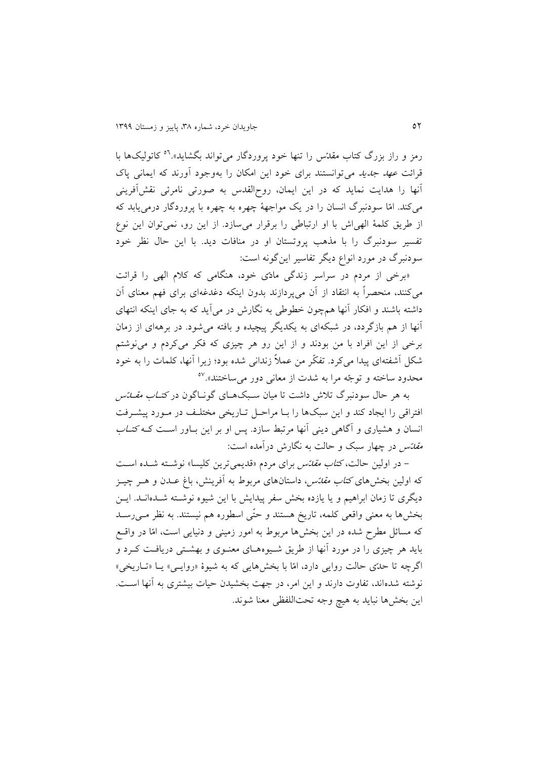رمز و راز بزرگ کتاب مقدّس را تنها خود پروردگار می‌تواند بگشاید».[56] کاتولیک‌ها با قرائت *عهد جدید* می‌توانستند برای خود این امکان را به‌وجود آورند که ایمانی پاک آنها را هدایت نماید که در این ایمان، روح‌القدس به صورتی نامرئی نقش‌آفرینی می‌کند. امّا سودنبرگ انسان را در یک مواجهۀ چهره به چهره با پروردگار درمی‌یابد که از طریق کلمۀ الهی‌اش با او ارتباطی را برقرار می‌سازد. از این رو، نمی‌توان این نوع تفسیر سودنبرگ را با مذهب پروتستان او در منافات دید. با این حال نظر خود سودنبرگ در مورد انواع دیگر تفاسیر این‌گونه است:

«برخی از مردم در سراسر زندگی مادّی خود، هنگامی که کلام الهی را قرائت می‌کنند، منحصراً به انتقاد از آن می‌پردازند بدون اینکه دغدغه‌ای برای فهم معنای آن داشته باشند و افکار آنها هم‌چون خطوطی به نگارش در می‌آید که به جای اینکه انتهای آنها از هم بازگردد، در شبکه‌ای به یکدیگر پیچیده و بافته می‌شود. در برهه‌ای از زمان برخی از این افراد با من بودند و از این رو هر چیزی که فکر می‌کردم و می‌نوشتم شکل آشفته‌ای پیدا می‌کرد. تفکّر من عملاً زندانی شده بود؛ زیرا آنها، کلمات را به خود محدود ساخته و توجّه مرا به شدت از معانی دور می‌ساختند».[57]

به هر حال سودنبرگ تلاش داشت تا میان سبک‌های گوناگون در *کتاب مقدّس* افتراقی را ایجاد کند و این سبک‌ها را با مراحل تاریخی مختلف در مورد پیشرفت انسان و هشیاری و آگاهی دینی آنها مرتبط سازد. پس او بر این باور است که *کتاب مقدّس* در چهار سبک و حالت به نگارش درآمده است:

– در اولین حالت، *کتاب مقدّس* برای مردم «قدیمی‌ترین کلیسا» نوشته شده است که اولین بخش‌های *کتاب مقدّس*، داستان‌های مربوط به آفرینش، باغ عدن و هر چیز دیگری تا زمان ابراهیم و یا یازده بخش سفر پیدایش با این شیوه نوشته شده‌اند. این بخش‌ها به معنی واقعی کلمه، تاریخ هستند و حتّی اسطوره هم نیستند. به نظر می‌رسد که مسائل مطرح شده در این بخش‌ها مربوط به امور زمینی و دنیایی است، امّا در واقع باید هر چیزی را در مورد آنها از طریق شیوه‌های معنوی و بهشتی دریافت کرد و اگرچه تا حدّی حالت روایی دارد، امّا با بخش‌هایی که به شیوۀ «روایی» یا «تاریخی» نوشته شده‌اند، تفاوت دارند و این امر، در جهت بخشیدن حیات بیشتری به آنها است. این بخش‌ها نباید به هیچ وجه تحت‌اللفظی معنا شوند.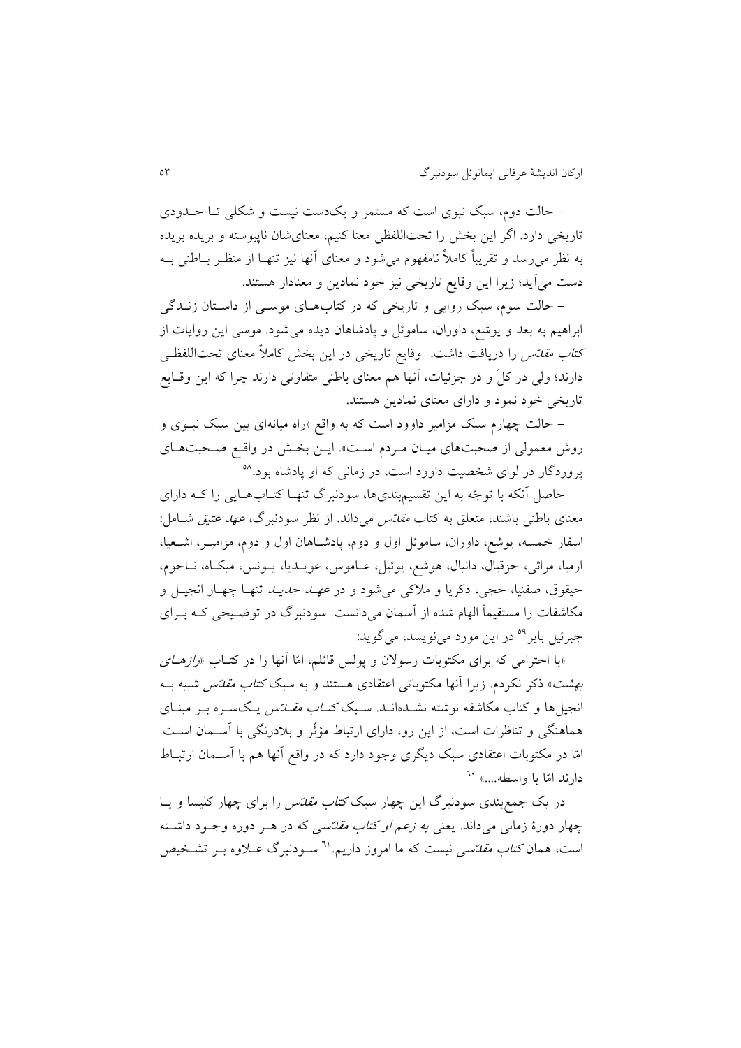– حالت دوم، سبک نبوی است که مستمر و یک‌دست نیست و شکلی تا حدودی تاریخی دارد. اگر این بخش را تحت‌اللفظی معنا کنیم، معنای‌شان ناپیوسته و بریده بریده به نظر می‌رسد و تقریباً کاملاً نامفهوم می‌شود و معنای آنها نیز تنها از منظر باطنی به دست می‌آید؛ زیرا این وقایع تاریخی نیز خود نمادین و معنادار هستند.

– حالت سوم، سبک روایی و تاریخی که در کتاب‌های موسی از داستان زندگی ابراهیم به بعد و یوشع، داوران، ساموئل و پادشاهان دیده می‌شود. موسی این روایات از *کتاب مقدّس* را دریافت داشت. وقایع تاریخی در این بخش کاملاً معنای تحت‌اللفظی دارند؛ ولی در کلّ و در جزئیات، آنها هم معنای باطنی متفاوتی دارند چرا که این وقایع تاریخی خود نمود و دارای معنای نمادین هستند.

– حالت چهارم سبک مزامیر داوود است که به واقع «راه میانه‌ای بین سبک نبوی و روش معمولی از صحبت‌های میان مردم است». این بخش در واقع صحبت‌های پروردگار در لوای شخصیت داوود است، در زمانی که او پادشاه بود.[58]

حاصل آنکه با توجّه به این تقسیم‌بندی‌ها، سودنبرگ تنها کتاب‌هایی را که دارای معنای باطنی باشند، متعلق به کتاب *مقدّس* می‌داند. از نظر سودنبرگ، *عهد عتیق* شامل: اسفار خمسه، یوشع، داوران، ساموئل اول و دوم، پادشاهان اول و دوم، مزامیر، اشعیا، ارمیا، مراثی، حزقیال، دانیال، هوشع، یوئیل، عاموس، عویدیا، یونس، میکاه، ناحوم، حیقوق، صفنیا، حجی، ذکریا و ملاکی می‌شود و در *عهد جدید* تنها چهار انجیل و مکاشفات را مستقیماً الهام شده از آسمان می‌دانست. سودنبرگ در توضیحی که برای جبرئیل بایر[59] در این مورد می‌نویسد، می‌گوید:

«با احترامی که برای مکتوبات رسولان و پولس قائلم، امّا آنها را در کتاب «*رازهای بهشت*» ذکر نکردم. زیرا آنها مکتوباتی اعتقادی هستند و به سبک *کتاب مقدّس* شبیه به انجیل‌ها و کتاب مکاشفه نوشته نشده‌اند. سبک *کتاب مقدّس* یکسره بر مبنای هماهنگی و تناظرات است، از این رو، دارای ارتباط مؤثّر و بلادرنگی با آسمان است. امّا در مکتوبات اعتقادی سبک دیگری وجود دارد که در واقع آنها هم با آسمان ارتباط دارند امّا با واسطه....» [60]

در یک جمع‌بندی سودنبرگ این چهار سبک *کتاب مقدّس* را برای چهار کلیسا و یا چهار دورهٔ زمانی می‌داند. یعنی *به زعم او کتاب مقدّسی* که در هر دوره وجود داشته است، همان *کتاب مقدّسی* نیست که ما امروز داریم.[61] سودنبرگ علاوه بر تشخیص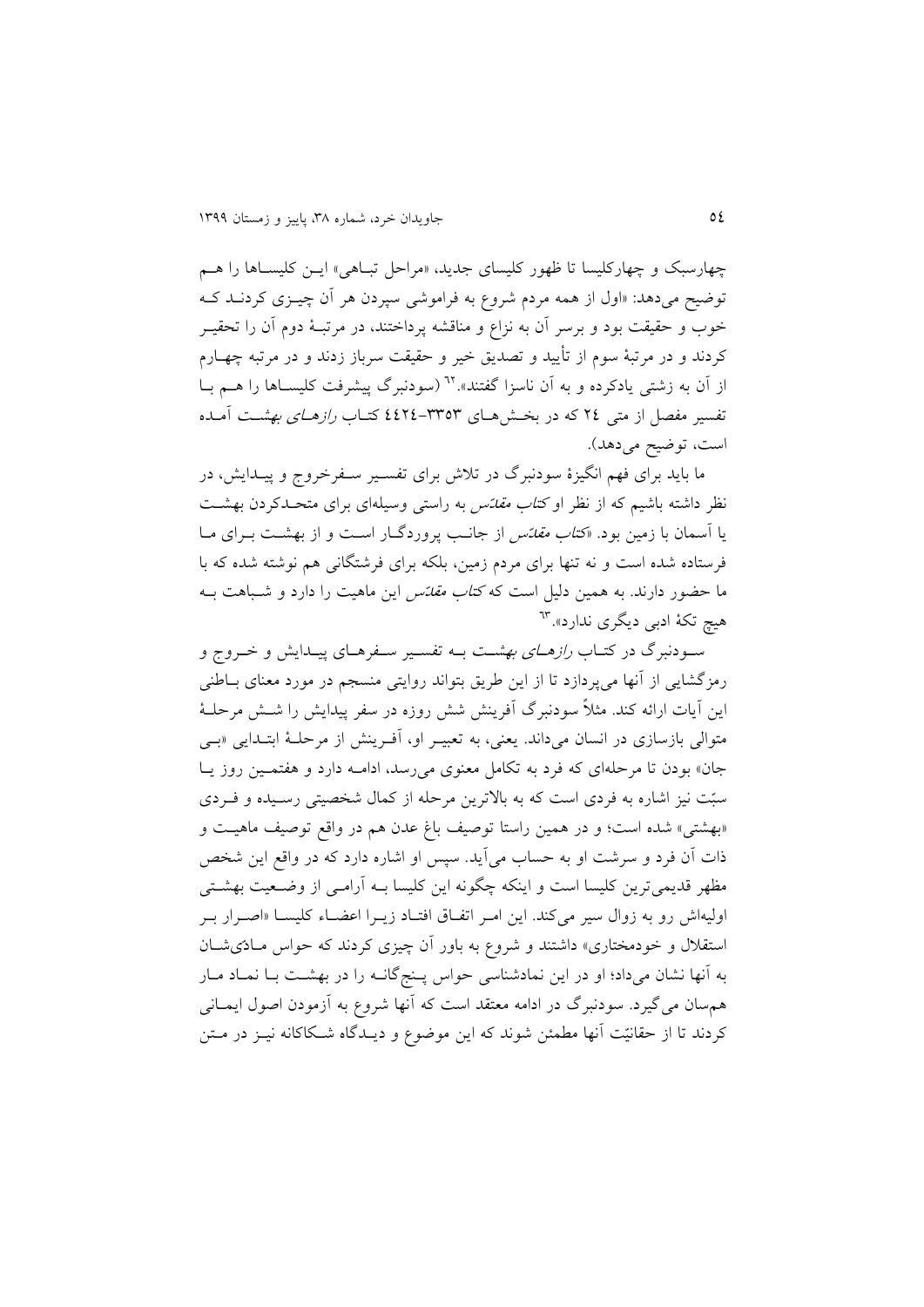چهارسبک و چهارکلیسا تا ظهور کلیسای جدید، «مراحل تباهی» این کلیساها را هم توضیح می‌دهد: «اول از همه مردم شروع به فراموشی سپردن هر آن چیزی کردند که خوب و حقیقت بود و برسر آن به نزاع و مناقشه پرداختند، در مرتبهٔ دوم آن را تحقیر کردند و در مرتبهٔ سوم از تأیید و تصدیق خیر و حقیقت سرباز زدند و در مرتبه چهارم از آن به زشتی یادکرده و به آن ناسزا گفتند».[٦٢] (سودنبرگ پیشرفت کلیساها را هم با تفسیر مفصل از متی ٢٤ که در بخش‌های ٣٣٥٣-٤٤٢٤ کتاب *رازهای بهشت* آمده است، توضیح می‌دهد).

ما باید برای فهم انگیزهٔ سودنبرگ در تلاش برای تفسیر سفرخروج و پیدایش، در نظر داشته باشیم که از نظر او *کتاب مقدّس* به راستی وسیله‌ای برای متحدکردن بهشت یا آسمان با زمین بود. «*کتاب مقدّس* از جانب پروردگار است و از بهشت برای ما فرستاده شده است و نه تنها برای مردم زمین، بلکه برای فرشتگانی هم نوشته شده که با ما حضور دارند. به همین دلیل است که *کتاب مقدّس* این ماهیت را دارد و شباهت به هیچ تکهٔ ادبی دیگری ندارد».[٦٣]

سودنبرگ در کتاب *رازهای بهشت* به تفسیر سفرهای پیدایش و خروج و رمزگشایی از آنها می‌پردازد تا از این طریق بتواند روایتی منسجم در مورد معنای باطنی این آیات ارائه کند. مثلاً سودنبرگ آفرینش شش روزه در سفر پیدایش را شش مرحلهٔ متوالی بازسازی در انسان می‌داند. یعنی، به تعبیر او، آفرینش از مرحلهٔ ابتدایی «بی جان» بودن تا مرحله‌ای که فرد به تکامل معنوی می‌رسد، ادامه دارد و هفتمین روز یا سبّت نیز اشاره به فردی است که به بالاترین مرحله از کمال شخصیتی رسیده و فردی «بهشتی» شده است؛ و در همین راستا توصیف باغ عدن هم در واقع توصیف ماهیت و ذات آن فرد و سرشت او به حساب می‌آید. سپس او اشاره دارد که در واقع این شخص مظهر قدیمی‌ترین کلیسا است و اینکه چگونه این کلیسا به آرامی از وضعیت بهشتی اولیه‌اش رو به زوال سیر می‌کند. این امر اتفاق افتاد زیرا اعضاء کلیسا «اصرار بر استقلال و خودمختاری» داشتند و شروع به باور آن چیزی کردند که حواس مادّی‌شان به آنها نشان می‌داد؛ او در این نمادشناسی حواس پنج‌گانه را در بهشت با نماد مار هم‌سان می‌گیرد. سودنبرگ در ادامه معتقد است که آنها شروع به آزمودن اصول ایمانی کردند تا از حقانیّت آنها مطمئن شوند که این موضوع و دیدگاه شکاکانه نیز در متن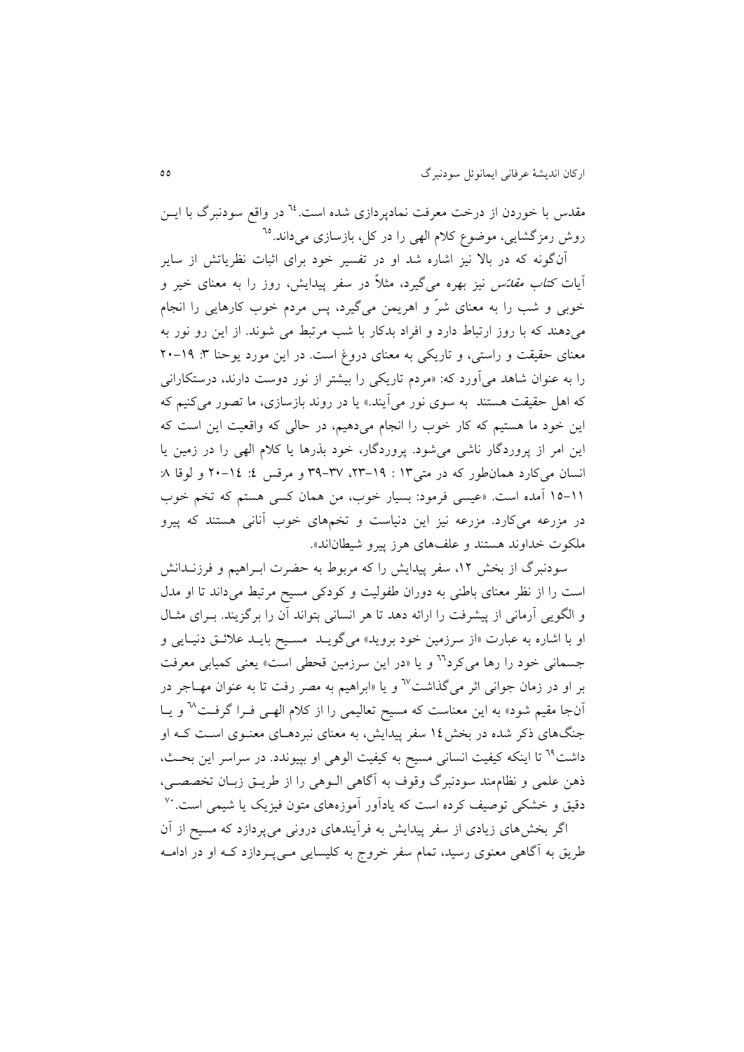مقدس با خوردن از درخت معرفت نمادپردازی شده است.[64] در واقع سودنبرگ با ایـن روش رمزگشایی، موضوع کلام الهی را در کل، بازسازی می‌داند.[65]

آن‌گونه که در بالا نیز اشاره شد او در تفسیر خود برای اثبات نظریاتش از سایر آیات *کتاب مقدّس* نیز بهره می‌گیرد، مثلاً در سفر پیدایش، روز را به معنای خیر و خوبی و شب را به معنای شرّ و اهریمن می‌گیرد، پس مردم خوب کارهایی را انجام می‌دهند که با روز ارتباط دارد و افراد بدکار با شب مرتبط می شوند. از این رو نور به معنای حقیقت و راستی، و تاریکی به معنای دروغ است. در این مورد یوحنا ۳: ۱۹–۲۰ را به عنوان شاهد می‌آورد که: «مردم تاریکی را بیشتر از نور دوست دارند، درستکارانی که اهل حقیقت هستند به سوی نور می‌آیند.» یا در روند بازسازی، ما تصور می‌کنیم که این خود ما هستیم که کار خوب را انجام می‌دهیم، در حالی که واقعیت این است که این امر از پروردگار ناشی می‌شود. پروردگار، خود بذرها یا کلام الهی را در زمین یا انسان می‌کارد همان‌طور که در متی۱۳ : ۱۹–۲۳، ۳۷–۳۹ و مرقس ٤: ١٤–٢٠ و لوقا ۸: ۱۱–۱۵ آمده است. «عیسی فرمود: بسیار خوب، من همان کسی هستم که تخم خوب در مزرعه می‌کارد. مزرعه نیز این دنیاست و تخم‌های خوب آنانی هستند که پیرو ملکوت خداوند هستند و علف‌های هرز پیرو شیطان‌اند».

سودنبرگ از بخش ۱۲، سفر پیدایش را که مربوط به حضرت ابـراهیم و فرزنـدانش است را از نظر معنای باطنی به دوران طفولیت و کودکی مسیح مرتبط می‌داند تا او مدل و الگویی آرمانی از پیشرفت را ارائه دهد تا هر انسانی بتواند آن را برگزیند. بـرای مثـال او با اشاره به عبارت «از سرزمین خود بروید» می‌گویـد مسـیح بایـد علائـق دنیـایی و جسمانی خود را رها می‌کرد[66] و یا «در این سرزمین قحطی است» یعنی کمیابی معرفت بر او در زمان جوانی اثر می‌گذاشت[67] و یا «ابراهیم به مصر رفت تا به عنوان مهـاجر در آنجا مقیم شود» به این معناست که مسیح تعالیمی را از کلام الهـی فـرا گرفـت[68] و یـا جنگ‌های ذکر شده در بخش۱٤ سفر پیدایش، به معنای نبردهـای معنـوی اسـت کـه او داشت[69] تا اینکه کیفیت انسانی مسیح به کیفیت الوهی او بپیوندد. در سراسر این بحـث، ذهن علمی و نظام‌مند سودنبرگ وقوف به آگاهی الـوهی را از طریـق زبـان تخصصـی، دقیق و خشکی توصیف کرده است که یادآور آموزه‌های متون فیزیک یا شیمی است.[70]

اگر بخش‌های زیادی از سفر پیدایش به فرآیندهای درونی می‌پردازد که مسیح از آن طریق به آگاهی معنوی رسید، تمام سفر خروج به کلیسایی مـی‌پـردازد کـه او در ادامـه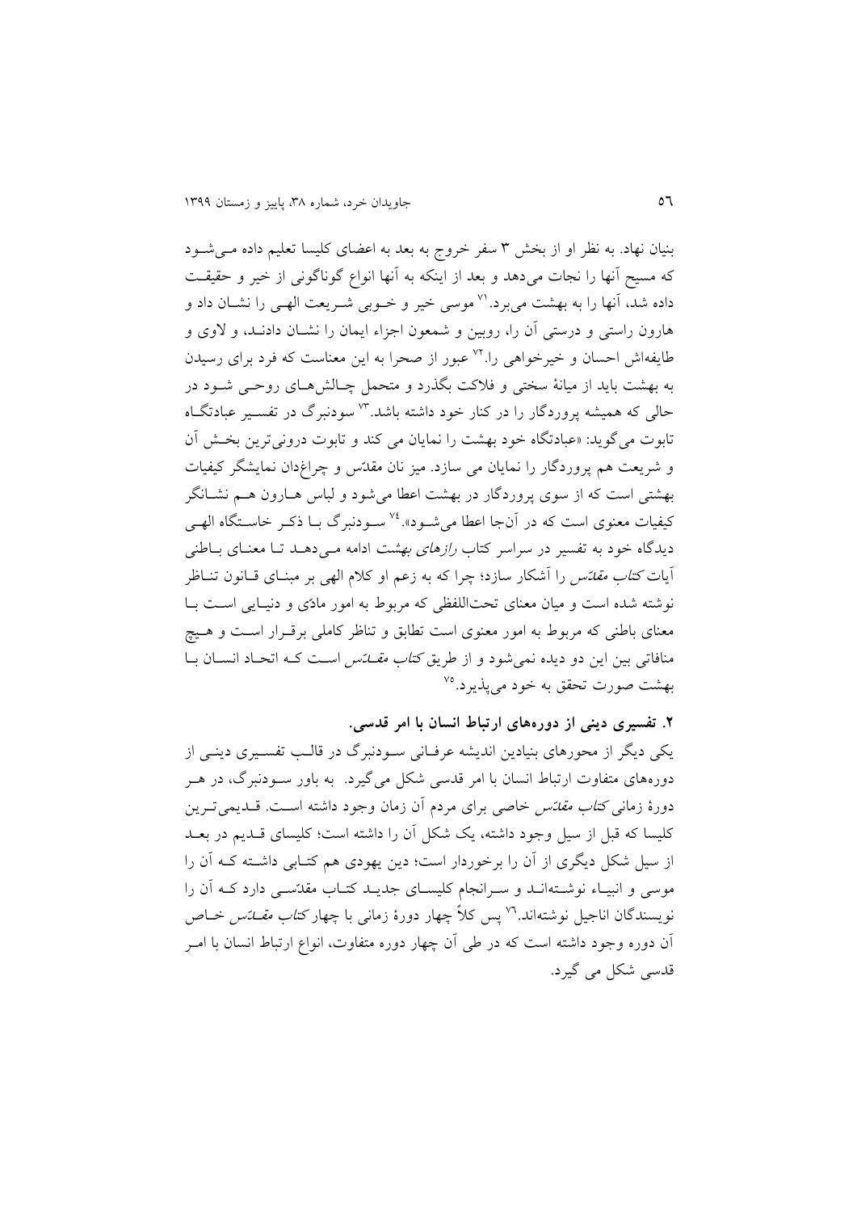بنیان نهاد. به نظر او از بخش ۳ سفر خروج به بعد به اعضای کلیسا تعلیم داده می‌شود که مسیح آنها را نجات می‌دهد و بعد از اینکه به آنها انواع گوناگونی از خیر و حقیقت داده شد، آنها را به بهشت می‌برد.[۷۱] موسی خیر و خوبی شریعت الهی را نشان داد و هارون راستی و درستی آن را، روبین و شمعون اجزاء ایمان را نشان دادند، و لاوی و طایفه‌اش احسان و خیرخواهی را.[۷۲] عبور از صحرا به این معناست که فرد برای رسیدن به بهشت باید از میانهٔ سختی و فلاکت بگذرد و متحمل چالش‌های روحی شود در حالی که همیشه پروردگار را در کنار خود داشته باشد.[۷۳] سودنبرگ در تفسیر عبادتگاه تابوت می‌گوید: «عبادتگاه خود بهشت را نمایان می کند و تابوت درونی‌ترین بخش آن و شریعت هم پروردگار را نمایان می سازد. میز نان مقدّس و چراغدان نمایشگر کیفیات بهشتی است که از سوی پروردگار در بهشت اعطا می‌شود و لباس هارون هم نشانگر کیفیات معنوی است که در آن‌جا اعطا می‌شود».[۷۴] سودنبرگ با ذکر خاستگاه الهی دیدگاه خود به تفسیر در سراسر کتاب *رازهای بهشت* ادامه می‌دهد تا معنای باطنی آیات *کتاب مقدّس* را آشکار سازد؛ چرا که به زعم او کلام الهی بر مبنای قانون تناظر نوشته شده است و میان معنای تحت‌اللفظی که مربوط به امور مادّی و دنیایی است با معنای باطنی که مربوط به امور معنوی است تطابق و تناظر کاملی برقرار است و هیچ منافاتی بین این دو دیده نمی‌شود و از طریق *کتاب مقدّس* است که اتحاد انسان با بهشت صورت تحقق به خود می‌پذیرد.[۷۵]

### ۲. تفسیری دینی از دوره‌های ارتباط انسان با امر قدسی.

یکی دیگر از محورهای بنیادین اندیشه عرفانی سودنبرگ در قالب تفسیری دینی از دوره‌های متفاوت ارتباط انسان با امر قدسی شکل می‌گیرد. به باور سودنبرگ، در هر دورهٔ زمانی *کتاب مقدّس* خاصی برای مردم آن زمان وجود داشته است. قدیمی‌ترین کلیسا که قبل از سیل وجود داشته، یک شکل آن را داشته است؛ کلیسای قدیم در بعد از سیل شکل دیگری از آن را برخوردار است؛ دین یهودی هم کتابی داشته که آن را موسی و انبیاء نوشته‌اند و سرانجام کلیسای جدید کتاب مقدّسی دارد که آن را نویسندگان اناجیل نوشته‌اند.[۷۶] پس کلاً چهار دورهٔ زمانی با چهار *کتاب مقدّس* خاص آن دوره وجود داشته است که در طی آن چهار دوره متفاوت، انواع ارتباط انسان با امر قدسی شکل می گیرد.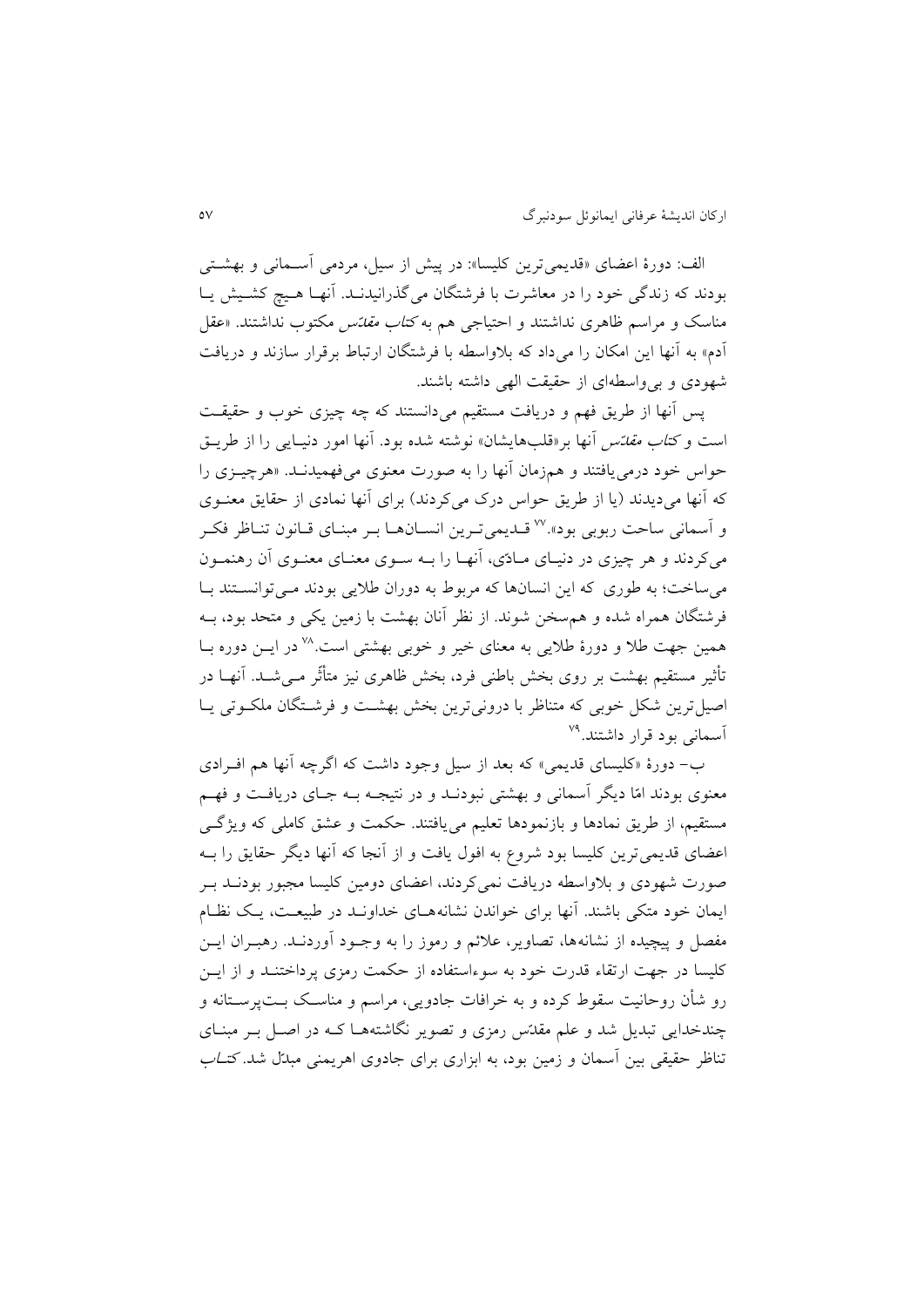الف: دورۀ اعضای «قدیمی‌ترین کلیسا»: در پیش از سیل، مردمی آسمانی و بهشتی بودند که زندگی خود را در معاشرت با فرشتگان می‌گذرانیدند. آنها هیچ کشیش یا مناسک و مراسم ظاهری نداشتند و احتیاجی هم به *کتاب مقدّس* مکتوب نداشتند. «عقل آدم» به آنها این امکان را می‌داد که بلاواسطه با فرشتگان ارتباط برقرار سازند و دریافت شهودی و بی‌واسطه‌ای از حقیقت الهی داشته باشند.

پس آنها از طریق فهم و دریافت مستقیم می‌دانستند که چه چیزی خوب و حقیقت است و *کتاب مقدّس* آنها بر«قلب‌هایشان» نوشته شده بود. آنها امور دنیایی را از طریق حواس خود درمی‌یافتند و هم‌زمان آنها را به صورت معنوی می‌فهمیدند. «هرچیزی را که آنها می‌دیدند (یا از طریق حواس درک می‌کردند) برای آنها نمادی از حقایق معنوی و آسمانی ساحت ربوبی بود».[77] قدیمی‌ترین انسان‌ها بر مبنای قانون تناظر فکر می‌کردند و هر چیزی در دنیای مادّی، آنها را به سوی معنای معنوی آن رهنمون می‌ساخت؛ به طوری که این انسان‌ها که مربوط به دوران طلایی بودند می‌توانستند با فرشتگان همراه شده و هم‌سخن شوند. از نظر آنان بهشت با زمین یکی و متحد بود، به همین جهت طلا و دورۀ طلایی به معنای خیر و خوبی بهشتی است.[78] در این دوره با تأثیر مستقیم بهشت بر روی بخش باطنی فرد، بخش ظاهری نیز متأثّر می‌شد. آنها در اصیل‌ترین شکل خوبی که متناظر با درونی‌ترین بخش بهشت و فرشتگان ملکوتی یا آسمانی بود قرار داشتند.[79]

ب- دورۀ «کلیسای قدیمی» که بعد از سیل وجود داشت که اگرچه آنها هم افرادی معنوی بودند امّا دیگر آسمانی و بهشتی نبودند و در نتیجه به جای دریافت و فهم مستقیم، از طریق نمادها و بازنمودها تعلیم می‌یافتند. حکمت و عشق کاملی که ویژگی اعضای قدیمی‌ترین کلیسا بود شروع به افول یافت و از آنجا که آنها دیگر حقایق را به صورت شهودی و بلاواسطه دریافت نمی‌کردند، اعضای دومین کلیسا مجبور بودند بر ایمان خود متکی باشند. آنها برای خواندن نشانه‌های خداوند در طبیعت، یک نظام مفصل و پیچیده از نشانه‌ها، تصاویر، علائم و رموز را به وجود آوردند. رهبران این کلیسا در جهت ارتقاء قدرت خود به سوءاستفاده از حکمت رمزی پرداختند و از این رو شأن روحانیت سقوط کرده و به خرافات جادویی، مراسم و مناسک بت‌پرستانه و چندخدایی تبدیل شد و علم مقدّس رمزی و تصویر نگاشته‌ها که در اصل بر مبنای تناظر حقیقی بین آسمان و زمین بود، به ابزاری برای جادوی اهریمنی مبدّل شد. *کتاب*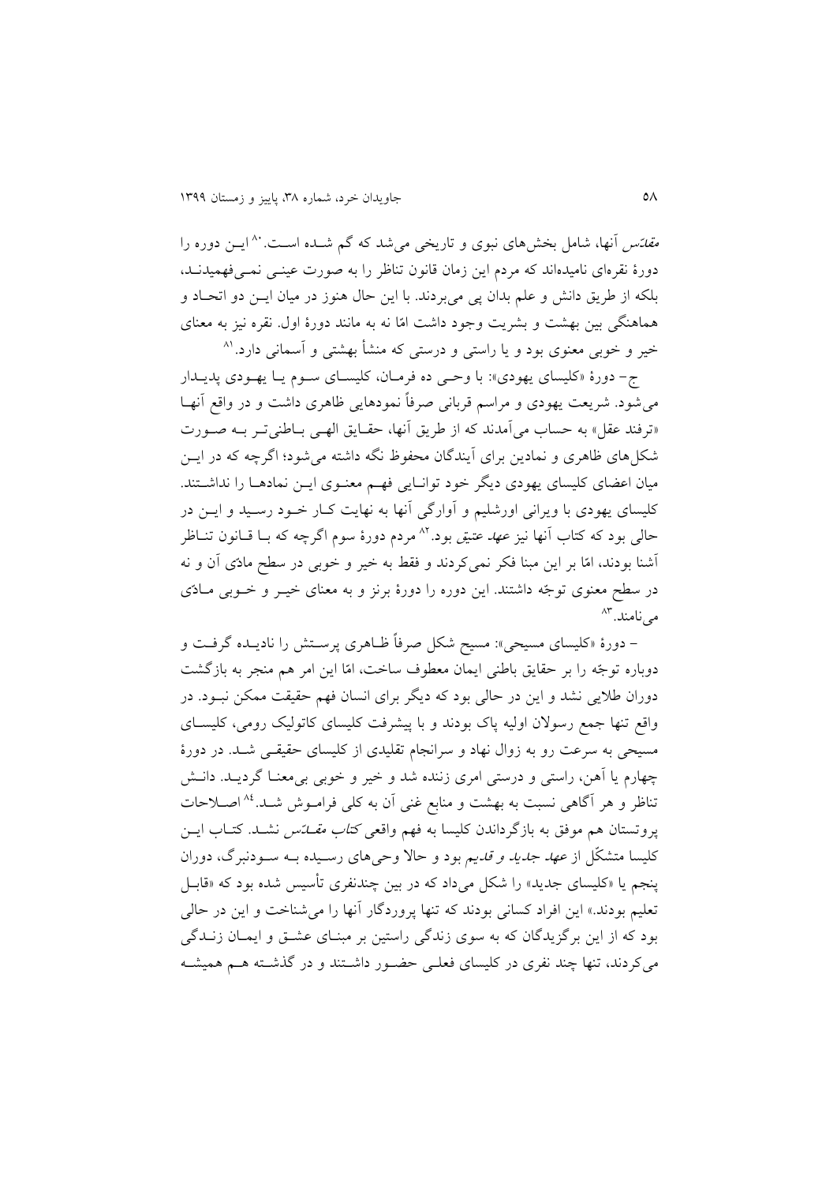*مقدّس* آنها، شامل بخش‌های نبوی و تاریخی می‌شد که گم شده است.[80] این دوره را دورهٔ نقره‌ای نامیده‌اند که مردم این زمان قانون تناظر را به صورت عینی نمی‌فهمیدند، بلکه از طریق دانش و علم بدان پی می‌بردند. با این حال هنوز در میان این دو اتحاد و هماهنگی بین بهشت و بشریت وجود داشت امّا نه به مانند دورهٔ اول. نقره نیز به معنای خیر و خوبی معنوی بود و یا راستی و درستی که منشأ بهشتی و آسمانی دارد.[81]

ج- دورهٔ «کلیسای یهودی»: با وحی ده فرمان، کلیسای سوم یا یهودی پدیدار می‌شود. شریعت یهودی و مراسم قربانی صرفاً نمودهایی ظاهری داشت و در واقع آنها «ترفند عقل» به حساب می‌آمدند که از طریق آنها، حقایق الهی باطنی‌تر به صورت شکل‌های ظاهری و نمادین برای آیندگان محفوظ نگه داشته می‌شود؛ اگرچه که در این میان اعضای کلیسای یهودی دیگر خود توانایی فهم معنوی این نمادها را نداشتند. کلیسای یهودی با ویرانی اورشلیم و آوارگی آنها به نهایت کار خود رسید و این در حالی بود که کتاب آنها نیز *عهد عتیق* بود.[82] مردم دورهٔ سوم اگرچه که با قانون تناظر آشنا بودند، امّا بر این مبنا فکر نمی‌کردند و فقط به خیر و خوبی در سطح مادّی آن و نه در سطح معنوی توجّه داشتند. این دوره را دورهٔ برنز و به معنای خیر و خوبی مادّی می‌نامند.[83]

- دورهٔ «کلیسای مسیحی»: مسیح شکل صرفاً ظاهری پرستش را نادیده گرفت و دوباره توجّه را بر حقایق باطنی ایمان معطوف ساخت، امّا این امر هم منجر به بازگشت دوران طلایی نشد و این در حالی بود که دیگر برای انسان فهم حقیقت ممکن نبود. در واقع تنها جمع رسولان اولیه پاک بودند و با پیشرفت کلیسای کاتولیک رومی، کلیسای مسیحی به سرعت رو به زوال نهاد و سرانجام تقلیدی از کلیسای حقیقی شد. در دورهٔ چهارم یا آهن، راستی و درستی امری زننده شد و خیر و خوبی بی‌معنا گردید. دانش تناظر و هر آگاهی نسبت به بهشت و منابع غنی آن به کلی فراموش شد.[84] اصلاحات پروتستان هم موفق به بازگرداندن کلیسا به فهم واقعی *کتاب مقدّس* نشد. کتاب این کلیسا متشکّل از *عهد جدید و قدیم* بود و حالا وحی‌های رسیده به سودنبرگ، دوران پنجم یا «کلیسای جدید» را شکل می‌داد که در بین چندنفری تأسیس شده بود که «قابل تعلیم بودند.» این افراد کسانی بودند که تنها پروردگار آنها را می‌شناخت و این در حالی بود که از این برگزیدگان که به سوی زندگی راستین بر مبنای عشق و ایمان زندگی می‌کردند، تنها چند نفری در کلیسای فعلی حضور داشتند و در گذشته هم همیشه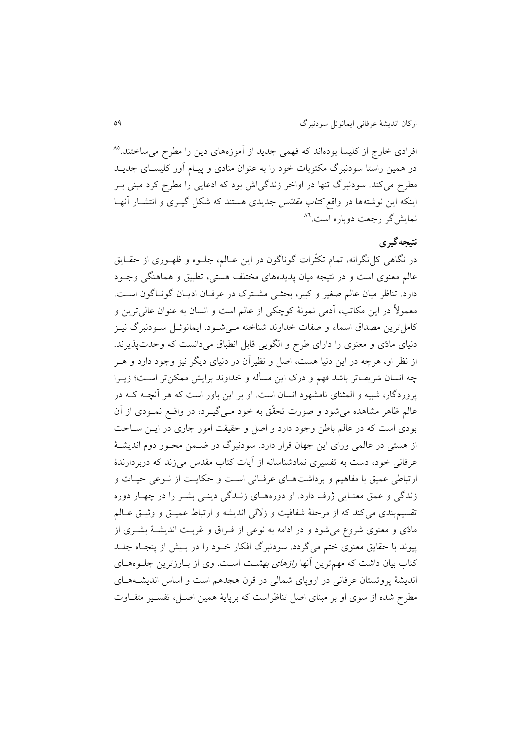افرادی خارج از کلیسا بوده‌اند که فهمی جدید از آموزه‌های دین را مطرح می‌ساختند.[۸۵] در همین راستا سودنبرگ مکتوبات خود را به عنوان منادی و پیام آور کلیسای جدید مطرح می‌کند. سودنبرگ تنها در اواخر زندگی‌اش بود که ادعایی را مطرح کرد مبنی بر اینکه این نوشته‌ها در واقع *کتاب مقدّس* جدیدی هستند که شکل گیری و انتشار آنها نمایش‌گر رجعت دوباره است.[۸۶]

## نتیجه‌گیری

در نگاهی کل‌نگرانه، تمام تکثّرات گوناگون در این عالم، جلوه و ظهوری از حقایق عالم معنوی است و در نتیجه میان پدیده‌های مختلف هستی، تطبیق و هماهنگی وجود دارد. تناظر میان عالم صغیر و کبیر، بحثی مشترک در عرفان ادیان گوناگون است. معمولاً در این مکاتب، آدمی نمونهٔ کوچکی از عالم است و انسان به عنوان عالی‌ترین و کامل‌ترین مصداق اسماء و صفات خداوند شناخته می‌شود. ایمانوئل سودنبرگ نیز دنیای مادّی و معنوی را دارای طرح و الگویی قابل انطباق می‌دانست که وحدت‌پذیرند. از نظر او، هرچه در این دنیا هست، اصل و نظیرآن در دنیای دیگر نیز وجود دارد و هر چه انسان شریف‌تر باشد فهم و درک این مسأله و خداوند برایش ممکن‌تر است؛ زیرا پروردگار، شبیه و المثنای نامشهود انسان است. او بر این باور است که هر آنچه که در عالم ظاهر مشاهده می‌شود و صورت تحقّق به خود می‌گیرد، در واقع نمودی از آن بودی است که در عالم باطن وجود دارد و اصل و حقیقت امور جاری در این ساحت از هستی در عالمی ورای این جهان قرار دارد. سودنبرگ در ضمن محور دوم اندیشهٔ عرفانی خود، دست به تفسیری نمادشناسانه از آیات کتاب مقدس می‌زند که دربردارندهٔ ارتباطی عمیق با مفاهیم و برداشت‌های عرفانی است و حکایت از نوعی حیات و زندگی و عمق معنایی ژرف دارد. او دوره‌های زندگی دینی بشر را در چهار دوره تقسیم‌بندی می‌کند که از مرحلهٔ شفافیت و زلالی اندیشه و ارتباط عمیق و وثیق عالم مادّی و معنوی شروع می‌شود و در ادامه به نوعی از فراق و غربت اندیشهٔ بشری از پیوند با حقایق معنوی ختم می‌گردد. سودنبرگ افکار خود را در بیش از پنجاه جلد کتاب بیان داشت که مهم‌ترین آنها *رازهای بهشت* است. وی از بارزترین جلوه‌های اندیشهٔ پروتستان عرفانی در اروپای شمالی در قرن هجدهم است و اساس اندیشه‌های مطرح شده از سوی او بر مبنای اصل تناظراست که برپایهٔ همین اصل، تفسیر متفاوت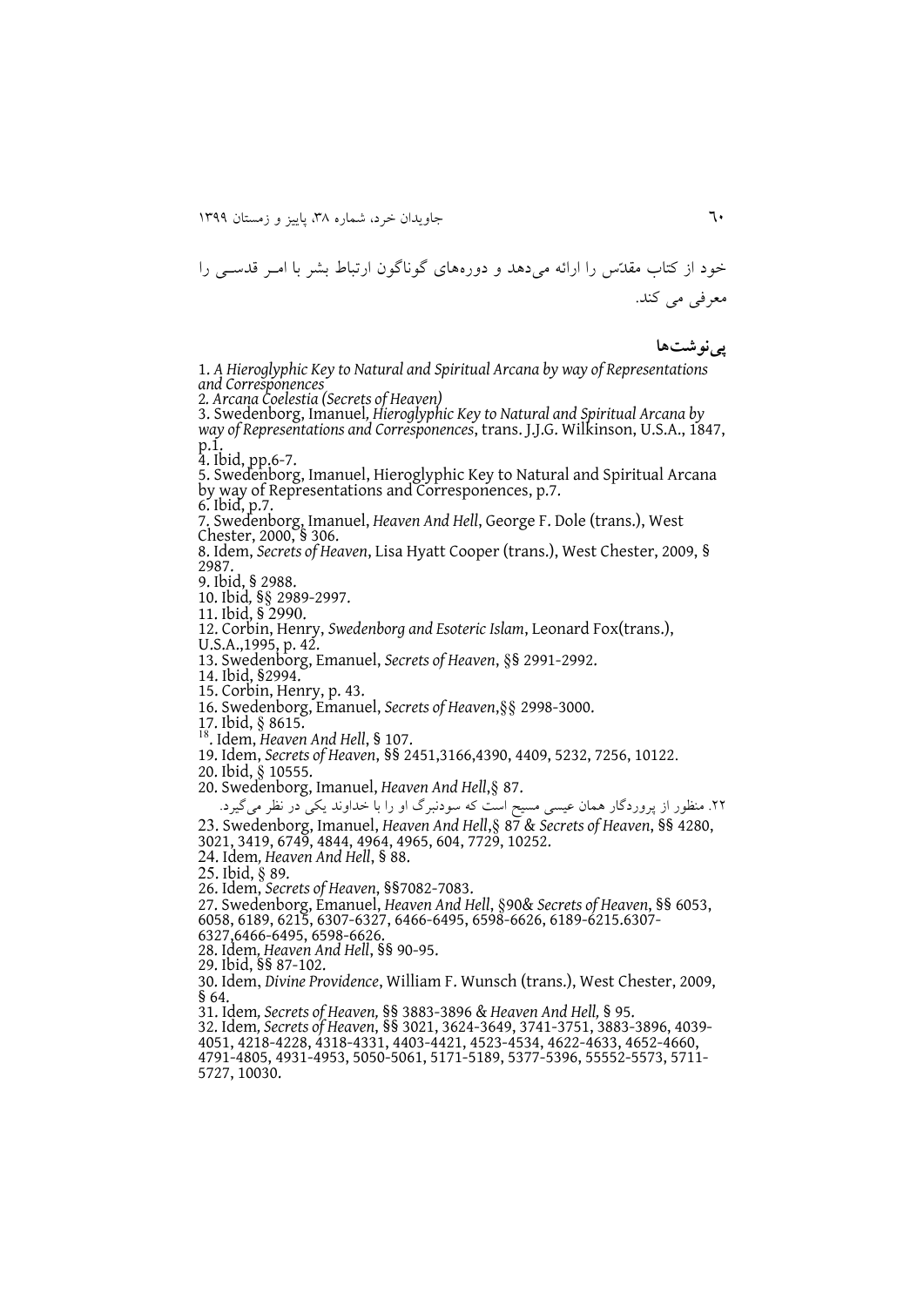خود از کتاب مقدّس را ارائه می‌دهد و دوره‌های گوناگون ارتباط بشر با امـر قدسـی را معرفی می کند.

## پی‌نوشت‌ها

1. *A Hieroglyphic Key to Natural and Spiritual Arcana by way of Representations and Corresponences*
2. *Arcana Coelestia (Secrets of Heaven)*
3. Swedenborg, Imanuel, *Hieroglyphic Key to Natural and Spiritual Arcana by way of Representations and Corresponences*, trans. J.J.G. Wilkinson, U.S.A., 1847, p.1.
4. Ibid, pp.6-7.
5. Swedenborg, Imanuel, Hieroglyphic Key to Natural and Spiritual Arcana by way of Representations and Corresponences, p.7.
6. Ibid, p.7.
7. Swedenborg, Imanuel, *Heaven And Hell*, George F. Dole (trans.), West Chester, 2000, § 306.
8. Idem, *Secrets of Heaven*, Lisa Hyatt Cooper (trans.), West Chester, 2009, § 2987.
9. Ibid, § 2988.
10. Ibid, §§ 2989-2997.
11. Ibid, § 2990.
12. Corbin, Henry, *Swedenborg and Esoteric Islam*, Leonard Fox(trans.), U.S.A.,1995, p. 42.
13. Swedenborg, Emanuel, *Secrets of Heaven*, §§ 2991-2992.
14. Ibid, §2994.
15. Corbin, Henry, p. 43.
16. Swedenborg, Emanuel, *Secrets of Heaven*,§§ 2998-3000.
17. Ibid, § 8615.
18. Idem, *Heaven And Hell*, § 107.
19. Idem, *Secrets of Heaven*, §§ 2451,3166,4390, 4409, 5232, 7256, 10122.
20. Ibid, § 10555.
20. Swedenborg, Imanuel, *Heaven And Hell*,§ 87.

۲۲. منظور از پروردگار همان عیسی مسیح است که سودنبرگ او را با خداوند یکی در نظر می‌گیرد.

23. Swedenborg, Imanuel, *Heaven And Hell*,§ 87 & *Secrets of Heaven*, §§ 4280, 3021, 3419, 6749, 4844, 4964, 4965, 604, 7729, 10252.
24. Idem, *Heaven And Hell*, § 88.
25. Ibid, § 89.
26. Idem, *Secrets of Heaven*, §§7082-7083.
27. Swedenborg, Emanuel, *Heaven And Hell*, §90& *Secrets of Heaven*, §§ 6053, 6058, 6189, 6215, 6307-6327, 6466-6495, 6598-6626, 6189-6215.6307-6327,6466-6495, 6598-6626.
28. Idem, *Heaven And Hell*, §§ 90-95.
29. Ibid, §§ 87-102.
30. Idem, *Divine Providence*, William F. Wunsch (trans.), West Chester, 2009, § 64.
31. Idem, *Secrets of Heaven*, §§ 3883-3896 & *Heaven And Hell*, § 95.
32. Idem, *Secrets of Heaven*, §§ 3021, 3624-3649, 3741-3751, 3883-3896, 4039-4051, 4218-4228, 4318-4331, 4403-4421, 4523-4534, 4622-4633, 4652-4660, 4791-4805, 4931-4953, 5050-5061, 5171-5189, 5377-5396, 55552-5573, 5711-5727, 10030.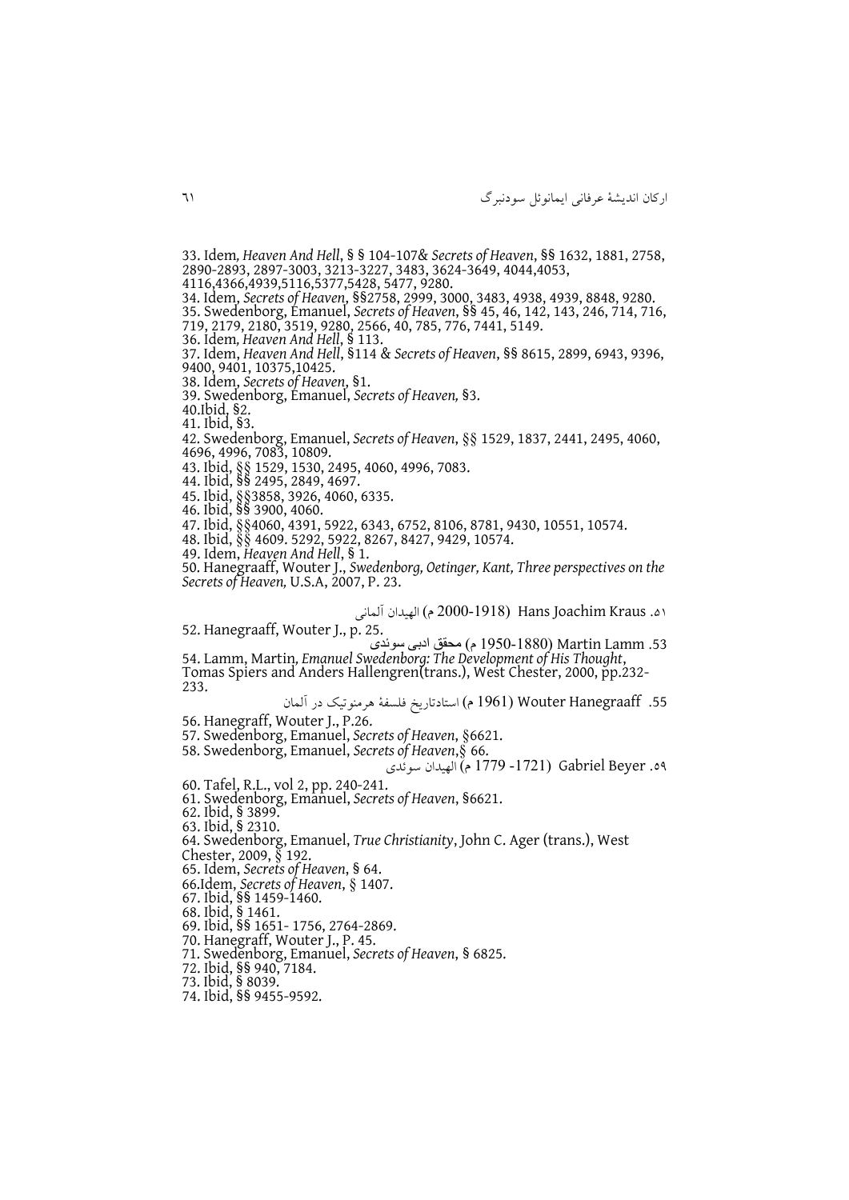33. Idem, *Heaven And Hell*, § § 104-107& *Secrets of Heaven*, §§ 1632, 1881, 2758, 2890-2893, 2897-3003, 3213-3227, 3483, 3624-3649, 4044,4053, 4116,4366,4939,5116,5377,5428, 5477, 9280.

34. Idem, *Secrets of Heaven*, §§2758, 2999, 3000, 3483, 4938, 4939, 8848, 9280.

35. Swedenborg, Emanuel, *Secrets of Heaven*, §§ 45, 46, 142, 143, 246, 714, 716, 719, 2179, 2180, 3519, 9280, 2566, 40, 785, 776, 7441, 5149.

36. Idem, *Heaven And Hell*, § 113.

37. Idem, *Heaven And Hell*, §114 & *Secrets of Heaven*, §§ 8615, 2899, 6943, 9396, 9400, 9401, 10375,10425.

38. Idem, *Secrets of Heaven*, §1.

39. Swedenborg, Emanuel, *Secrets of Heaven,* §3.

40.Ibid, §2.

41. Ibid, §3.

42. Swedenborg, Emanuel, *Secrets of Heaven*, §§ 1529, 1837, 2441, 2495, 4060, 4696, 4996, 7083, 10809.

43. Ibid, §§ 1529, 1530, 2495, 4060, 4996, 7083.

44. Ibid, §§ 2495, 2849, 4697.

45. Ibid, §§3858, 3926, 4060, 6335.

46. Ibid, §§ 3900, 4060.

47. Ibid, §§4060, 4391, 5922, 6343, 6752, 8106, 8781, 9430, 10551, 10574.

48. Ibid, §§ 4609. 5292, 5922, 8267, 8427, 9429, 10574.

49. Idem, *Heaven And Hell*, § 1.

50. Hanegraaff, Wouter J., *Swedenborg, Oetinger, Kant, Three perspectives on the Secrets of Heaven,* U.S.A, 2007, P. 23.

۵۱. Hans Joachim Kraus (1918-2000 م) الهیدان آلمانی

52. Hanegraaff, Wouter J., p. 25.

53. Martin Lamm (1880-1950 م) محقق ادبی سوئدی

54. Lamm, Martin, *Emanuel Swedenborg: The Development of His Thought*, Tomas Spiers and Anders Hallengren(trans.), West Chester, 2000, pp.232-233.

55. Wouter Hanegraaff (1961 م) استادتاریخ فلسفهٔ هرمنوتیک در آلمان

56. Hanegraff, Wouter J., P.26.

57. Swedenborg, Emanuel, *Secrets of Heaven*, §6621.

58. Swedenborg, Emanuel, *Secrets of Heaven*,§ 66.

۵۹. Gabriel Beyer (1721- 1779 م) الهیدان سوئدی

60. Tafel, R.L., vol 2, pp. 240-241.

61. Swedenborg, Emanuel, *Secrets of Heaven*, §6621.

62. Ibid, § 3899.

63. Ibid, § 2310.

64. Swedenborg, Emanuel, *True Christianity*, John C. Ager (trans.), West Chester, 2009, § 192.

65. Idem, *Secrets of Heaven*, § 64.

66.Idem, *Secrets of Heaven*, § 1407.

67. Ibid, §§ 1459-1460.

68. Ibid, § 1461.

69. Ibid, §§ 1651- 1756, 2764-2869.

70. Hanegraff, Wouter J., P. 45.

71. Swedenborg, Emanuel, *Secrets of Heaven*, § 6825.

72. Ibid, §§ 940, 7184.

73. Ibid, § 8039.

74. Ibid, §§ 9455-9592.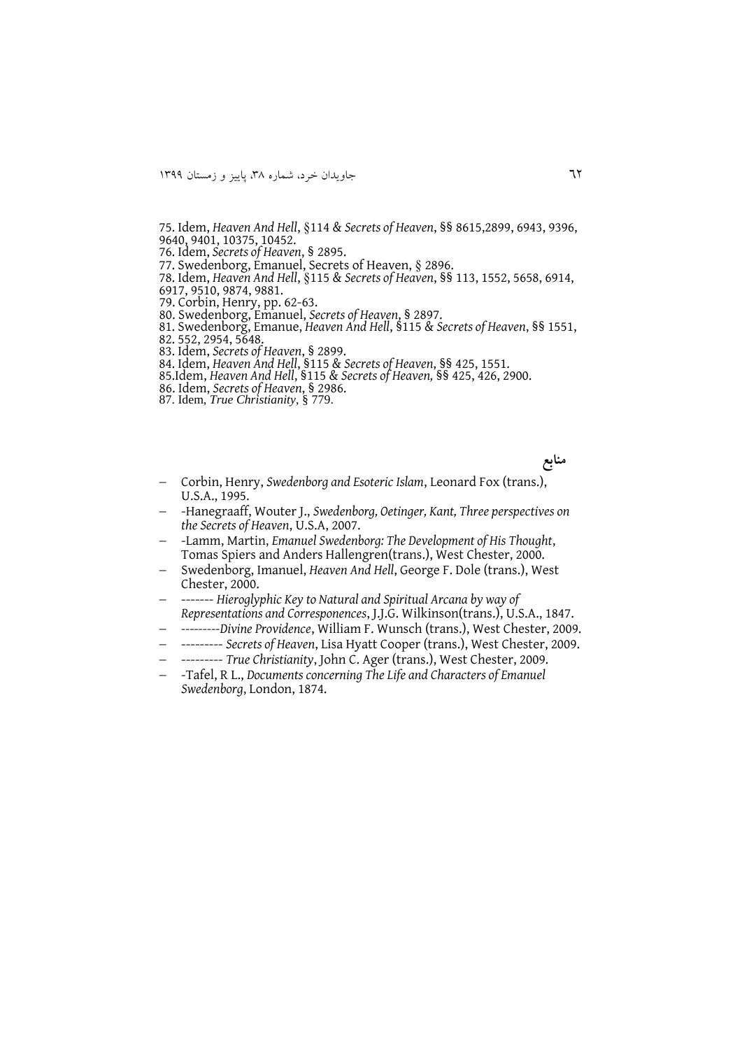75. Idem, *Heaven And Hell*, §114 & *Secrets of Heaven*, §§ 8615,2899, 6943, 9396, 9640, 9401, 10375, 10452.
76. Idem, *Secrets of Heaven*, § 2895.
77. Swedenborg, Emanuel, Secrets of Heaven, § 2896.
78. Idem, *Heaven And Hell*, §115 & *Secrets of Heaven*, §§ 113, 1552, 5658, 6914, 6917, 9510, 9874, 9881.
79. Corbin, Henry, pp. 62-63.
80. Swedenborg, Emanuel, *Secrets of Heaven*, § 2897.
81. Swedenborg, Emanue, *Heaven And Hell*, §115 & *Secrets of Heaven*, §§ 1551,
82. 552, 2954, 5648.
83. Idem, *Secrets of Heaven*, § 2899.
84. Idem, *Heaven And Hell*, §115 & *Secrets of Heaven*, §§ 425, 1551.
85.Idem, *Heaven And Hell*, §115 & *Secrets of Heaven,* §§ 425, 426, 2900.
86. Idem, *Secrets of Heaven*, § 2986.
87. Idem, *True Christianity*, § 779.

## منابع

- Corbin, Henry, *Swedenborg and Esoteric Islam*, Leonard Fox (trans.), U.S.A., 1995.
- -Hanegraaff, Wouter J., *Swedenborg, Oetinger, Kant, Three perspectives on the Secrets of Heaven*, U.S.A, 2007.
- -Lamm, Martin, *Emanuel Swedenborg: The Development of His Thought*, Tomas Spiers and Anders Hallengren(trans.), West Chester, 2000.
- Swedenborg, Imanuel, *Heaven And Hell*, George F. Dole (trans.), West Chester, 2000.
- ------- *Hieroglyphic Key to Natural and Spiritual Arcana by way of Representations and Corresponences*, J.J.G. Wilkinson(trans.), U.S.A., 1847.
- ---------*Divine Providence*, William F. Wunsch (trans.), West Chester, 2009.
- --------- *Secrets of Heaven*, Lisa Hyatt Cooper (trans.), West Chester, 2009.
- --------- *True Christianity*, John C. Ager (trans.), West Chester, 2009.
- -Tafel, R L., *Documents concerning The Life and Characters of Emanuel Swedenborg*, London, 1874.